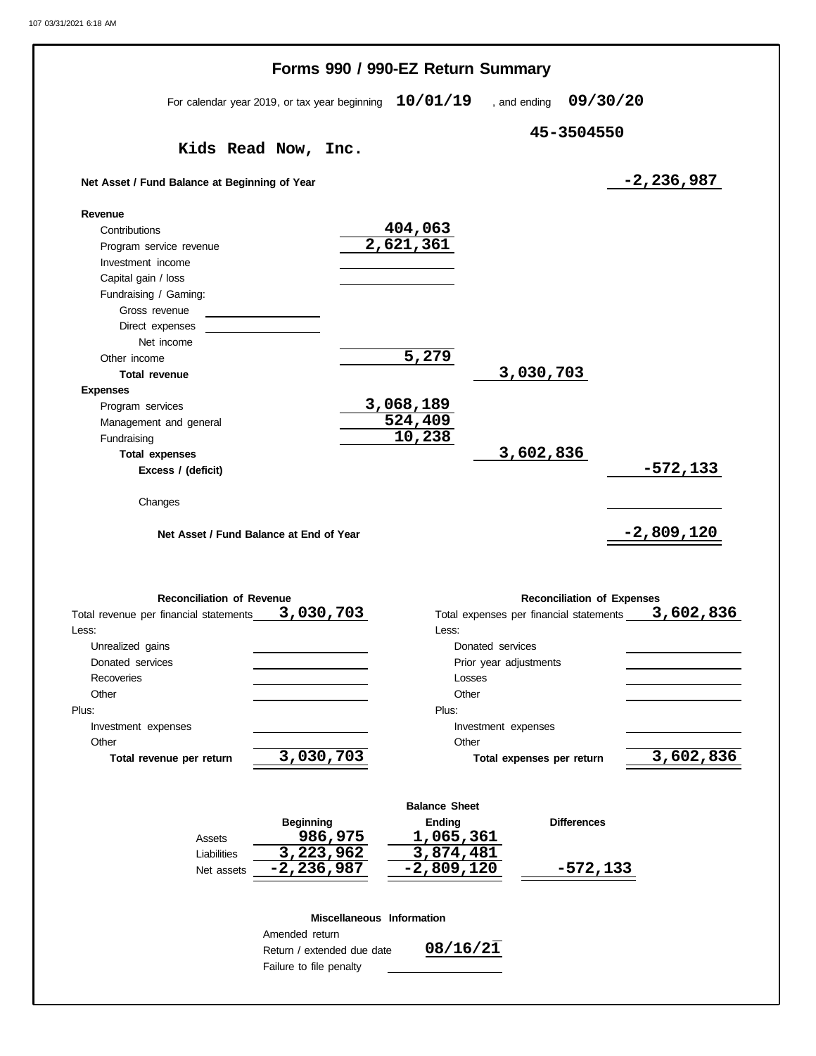# Forms 990 / 990-EZ Return Summary

For calendar year 2019, or tax year beginning **10/01/19** , and ending **09/30/20**

**Kids Read Now, Inc.** **45-3504550**

| | | | |
|---|---|---|---|
| **Net Asset / Fund Balance at Beginning of Year** | | | -2,236,987 |
| **Revenue** | | | |
| Contributions | 404,063 | | |
| Program service revenue | 2,621,361 | | |
| Investment income | | | |
| Capital gain / loss | | | |
| Fundraising / Gaming: | | | |
| Gross revenue | | | |
| Direct expenses | | | |
| Net income | | | |
| Other income | 5,279 | | |
| **Total revenue** | | 3,030,703 | |
| **Expenses** | | | |
| Program services | 3,068,189 | | |
| Management and general | 524,409 | | |
| Fundraising | 10,238 | | |
| **Total expenses** | | 3,602,836 | |
| **Excess / (deficit)** | | | -572,133 |
| Changes | | | |
| **Net Asset / Fund Balance at End of Year** | | | -2,809,120 |

**Reconciliation of Revenue**

| | |
|---|---|
| Total revenue per financial statements | 3,030,703 |
| Less: | |
| Unrealized gains | |
| Donated services | |
| Recoveries | |
| Other | |
| Plus: | |
| Investment expenses | |
| Other | |
| **Total revenue per return** | 3,030,703 |

**Reconciliation of Expenses**

| | |
|---|---|
| Total expenses per financial statements | 3,602,836 |
| Less: | |
| Donated services | |
| Prior year adjustments | |
| Losses | |
| Other | |
| Plus: | |
| Investment expenses | |
| Other | |
| **Total expenses per return** | 3,602,836 |

**Balance Sheet**

| | Beginning | Ending | Differences |
|---|---|---|---|
| Assets | 986,975 | 1,065,361 | |
| Liabilities | 3,223,962 | 3,874,481 | |
| Net assets | -2,236,987 | -2,809,120 | -572,133 |

**Miscellaneous Information**

| | |
|---|---|
| Amended return | |
| Return / extended due date | 08/16/21 |
| Failure to file penalty | |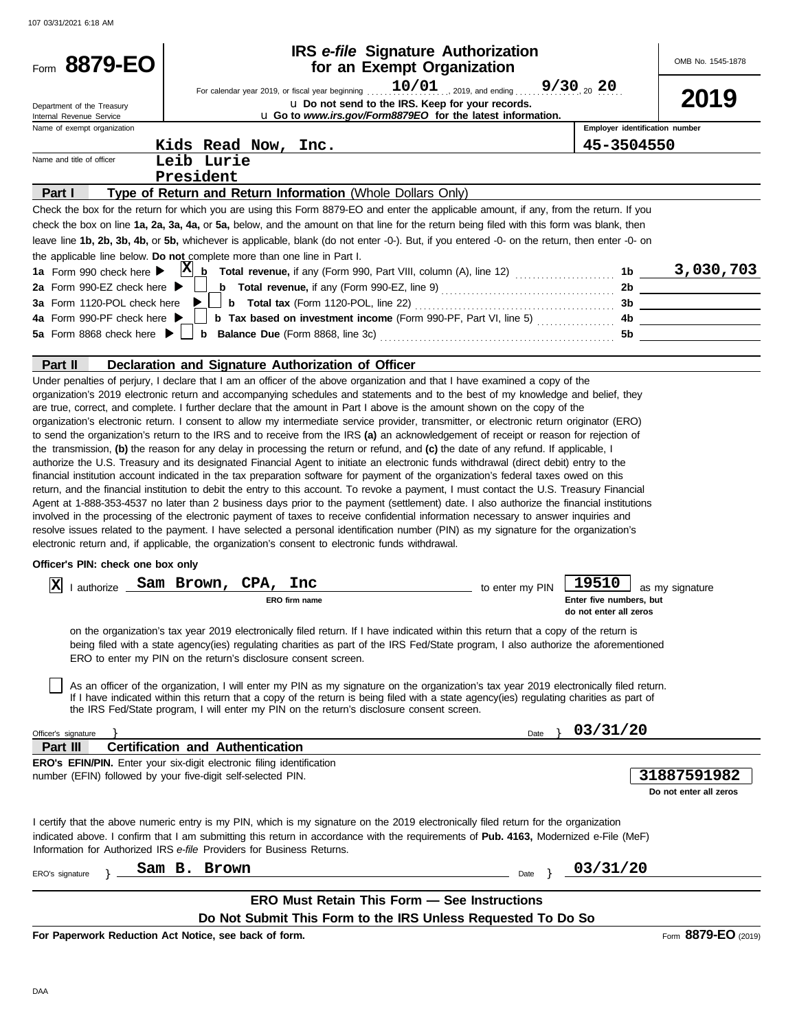# Form 8879-EO

## IRS *e-file* Signature Authorization for an Exempt Organization

OMB No. 1545-1878

**2019**

For calendar year 2019, or fiscal year beginning 10/01, 2019, and ending 9/30, 20 20

Department of the Treasury
Internal Revenue Service

u Do not send to the IRS. Keep for your records.
u Go to *www.irs.gov/Form8879EO* for the latest information.

| Name of exempt organization | Employer identification number |
|---|---|
| Kids Read Now, Inc. | 45-3504550 |

Name and title of officer: Leib Lurie
President

### Part I — Type of Return and Return Information (Whole Dollars Only)

Check the box for the return for which you are using this Form 8879-EO and enter the applicable amount, if any, from the return. If you check the box on line **1a, 2a, 3a, 4a,** or **5a,** below, and the amount on that line for the return being filed with this form was blank, then leave line **1b, 2b, 3b, 4b,** or **5b,** whichever is applicable, blank (do not enter -0-). But, if you entered -0- on the return, then enter -0- on the applicable line below. **Do not** complete more than one line in Part I.

| Line | Check | Description | Line | Amount |
|---|---|---|---|---|
| **1a** Form 990 check here ▶ | X | **b Total revenue,** if any (Form 990, Part VIII, column (A), line 12) | 1b | 3,030,703 |
| **2a** Form 990-EZ check here ▶ | | **b Total revenue,** if any (Form 990-EZ, line 9) | 2b | |
| **3a** Form 1120-POL check here ▶ | | **b Total tax** (Form 1120-POL, line 22) | 3b | |
| **4a** Form 990-PF check here ▶ | | **b Tax based on investment income** (Form 990-PF, Part VI, line 5) | 4b | |
| **5a** Form 8868 check here ▶ | | **b Balance Due** (Form 8868, line 3c) | 5b | |

### Part II — Declaration and Signature Authorization of Officer

Under penalties of perjury, I declare that I am an officer of the above organization and that I have examined a copy of the organization's 2019 electronic return and accompanying schedules and statements and to the best of my knowledge and belief, they are true, correct, and complete. I further declare that the amount in Part I above is the amount shown on the copy of the organization's electronic return. I consent to allow my intermediate service provider, transmitter, or electronic return originator (ERO) to send the organization's return to the IRS and to receive from the IRS **(a)** an acknowledgement of receipt or reason for rejection of the transmission, **(b)** the reason for any delay in processing the return or refund, and **(c)** the date of any refund. If applicable, I authorize the U.S. Treasury and its designated Financial Agent to initiate an electronic funds withdrawal (direct debit) entry to the financial institution account indicated in the tax preparation software for payment of the organization's federal taxes owed on this return, and the financial institution to debit the entry to this account. To revoke a payment, I must contact the U.S. Treasury Financial Agent at 1-888-353-4537 no later than 2 business days prior to the payment (settlement) date. I also authorize the financial institutions involved in the processing of the electronic payment of taxes to receive confidential information necessary to answer inquiries and resolve issues related to the payment. I have selected a personal identification number (PIN) as my signature for the organization's electronic return and, if applicable, the organization's consent to electronic funds withdrawal.

**Officer's PIN: check one box only**

[X] I authorize **Sam Brown, CPA, Inc** (ERO firm name) to enter my PIN **19510** (Enter five numbers, but do not enter all zeros) as my signature on the organization's tax year 2019 electronically filed return. If I have indicated within this return that a copy of the return is being filed with a state agency(ies) regulating charities as part of the IRS Fed/State program, I also authorize the aforementioned ERO to enter my PIN on the return's disclosure consent screen.

[ ] As an officer of the organization, I will enter my PIN as my signature on the organization's tax year 2019 electronically filed return. If I have indicated within this return that a copy of the return is being filed with a state agency(ies) regulating charities as part of the IRS Fed/State program, I will enter my PIN on the return's disclosure consent screen.

Officer's signature } Date } 03/31/20

### Part III — Certification and Authentication

**ERO's EFIN/PIN.** Enter your six-digit electronic filing identification number (EFIN) followed by your five-digit self-selected PIN.

**31887591982**
Do not enter all zeros

I certify that the above numeric entry is my PIN, which is my signature on the 2019 electronically filed return for the organization indicated above. I confirm that I am submitting this return in accordance with the requirements of **Pub. 4163,** Modernized e-File (MeF) Information for Authorized IRS *e-file* Providers for Business Returns.

ERO's signature } Sam B. Brown Date } 03/31/20

**ERO Must Retain This Form — See Instructions**

**Do Not Submit This Form to the IRS Unless Requested To Do So**

**For Paperwork Reduction Act Notice, see back of form.**

Form **8879-EO** (2019)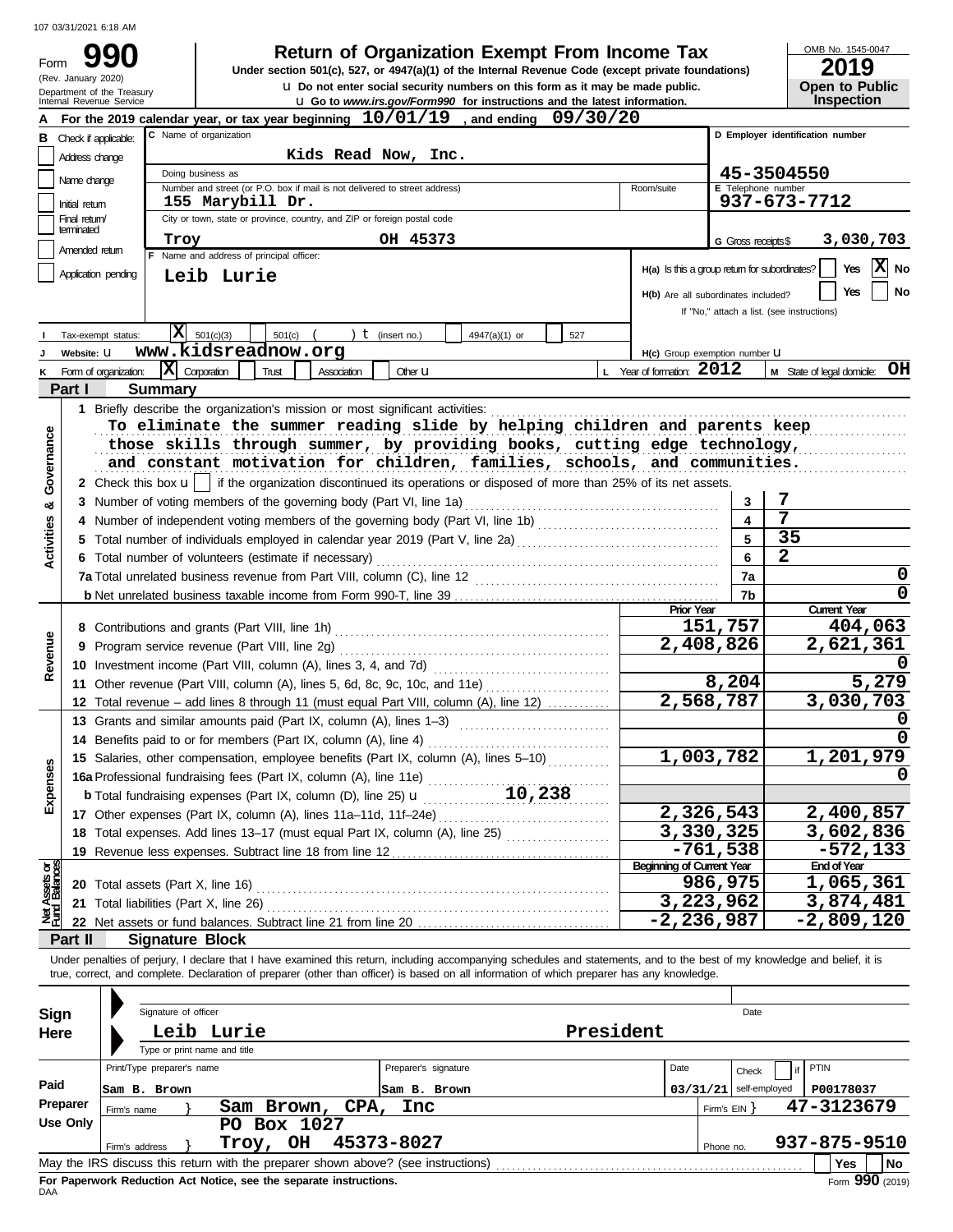107 03/31/2021 6:18 AM

# Form 990

**Return of Organization Exempt From Income Tax**

Under section 501(c), 527, or 4947(a)(1) of the Internal Revenue Code (except private foundations)

u Do not enter social security numbers on this form as it may be made public.

u Go to *www.irs.gov/Form990* for instructions and the latest information.

(Rev. January 2020) Department of the Treasury Internal Revenue Service

OMB No. 1545-0047

**2019**

**Open to Public Inspection**

**A** For the 2019 calendar year, or tax year beginning **10/01/19**, and ending **09/30/20**

**B** Check if applicable: Address change, Name change, Initial return, Final return/terminated, Amended return, Application pending

**C** Name of organization: **Kids Read Now, Inc.**

Doing business as

Number and street (or P.O. box if mail is not delivered to street address): **155 Marybill Dr.** Room/suite

City or town, state or province, country, and ZIP or foreign postal code: **Troy OH 45373**

**D** Employer identification number: **45-3504550**

**E** Telephone number: **937-673-7712**

**G** Gross receipts $ **3,030,703**

**F** Name and address of principal officer: **Leib Lurie**

H(a) Is this a group return for subordinates? Yes [ ] No [X]

H(b) Are all subordinates included? Yes [ ] No [ ]

If "No," attach a list. (see instructions)

**I** Tax-exempt status: [X] 501(c)(3) [ ] 501(c) ( ) t (insert no.) [ ] 4947(a)(1) or [ ] 527

**J** Website: u **www.kidsreadnow.org**

H(c) Group exemption number u

**K** Form of organization: [X] Corporation [ ] Trust [ ] Association [ ] Other u

**L** Year of formation: **2012**

**M** State of legal domicile: **OH**

## Part I Summary

**Activities & Governance**

1 Briefly describe the organization's mission or most significant activities:
To eliminate the summer reading slide by helping children and parents keep those skills through summer, by providing books, cutting edge technology, and constant motivation for children, families, schools, and communities.

2 Check this box u [ ] if the organization discontinued its operations or disposed of more than 25% of its net assets.

| | | | |
|---|---|---|---|
| 3 | Number of voting members of the governing body (Part VI, line 1a) | 3 | 7 |
| 4 | Number of independent voting members of the governing body (Part VI, line 1b) | 4 | 7 |
| 5 | Total number of individuals employed in calendar year 2019 (Part V, line 2a) | 5 | 35 |
| 6 | Total number of volunteers (estimate if necessary) | 6 | 2 |
| 7a | Total unrelated business revenue from Part VIII, column (C), line 12 | 7a | 0 |
| b | Net unrelated business taxable income from Form 990-T, line 39 | 7b | 0 |

| | | Prior Year | Current Year |
|---|---|---|---|
| **Revenue** | | | |
| 8 | Contributions and grants (Part VIII, line 1h) | 151,757 | 404,063 |
| 9 | Program service revenue (Part VIII, line 2g) | 2,408,826 | 2,621,361 |
| 10 | Investment income (Part VIII, column (A), lines 3, 4, and 7d) | | 0 |
| 11 | Other revenue (Part VIII, column (A), lines 5, 6d, 8c, 9c, 10c, and 11e) | 8,204 | 5,279 |
| 12 | Total revenue – add lines 8 through 11 (must equal Part VIII, column (A), line 12) | 2,568,787 | 3,030,703 |
| **Expenses** | | | |
| 13 | Grants and similar amounts paid (Part IX, column (A), lines 1–3) | | 0 |
| 14 | Benefits paid to or for members (Part IX, column (A), line 4) | | 0 |
| 15 | Salaries, other compensation, employee benefits (Part IX, column (A), lines 5–10) | 1,003,782 | 1,201,979 |
| 16a | Professional fundraising fees (Part IX, column (A), line 11e) | | 0 |
| b | Total fundraising expenses (Part IX, column (D), line 25) u 10,238 | | |
| 17 | Other expenses (Part IX, column (A), lines 11a–11d, 11f–24e) | 2,326,543 | 2,400,857 |
| 18 | Total expenses. Add lines 13–17 (must equal Part IX, column (A), line 25) | 3,330,325 | 3,602,836 |
| 19 | Revenue less expenses. Subtract line 18 from line 12 | -761,538 | -572,133 |
| **Net Assets or Fund Balances** | | **Beginning of Current Year** | **End of Year** |
| 20 | Total assets (Part X, line 16) | 986,975 | 1,065,361 |
| 21 | Total liabilities (Part X, line 26) | 3,223,962 | 3,874,481 |
| 22 | Net assets or fund balances. Subtract line 21 from line 20 | -2,236,987 | -2,809,120 |

## Part II Signature Block

Under penalties of perjury, I declare that I have examined this return, including accompanying schedules and statements, and to the best of my knowledge and belief, it is true, correct, and complete. Declaration of preparer (other than officer) is based on all information of which preparer has any knowledge.

**Sign Here**

Signature of officer | Date

Leib Lurie, President

Type or print name and title

**Paid Preparer Use Only**

| Print/Type preparer's name | Preparer's signature | Date | Check if self-employed | PTIN |
|---|---|---|---|---|
| Sam B. Brown | Sam B. Brown | 03/31/21 | | P00178037 |

Firm's name: **Sam Brown, CPA, Inc** Firm's EIN: **47-3123679**

Firm's address: **PO Box 1027, Troy, OH 45373-8027** Phone no. **937-875-9510**

May the IRS discuss this return with the preparer shown above? (see instructions) Yes [ ] No [ ]

**For Paperwork Reduction Act Notice, see the separate instructions.**

DAA Form **990** (2019)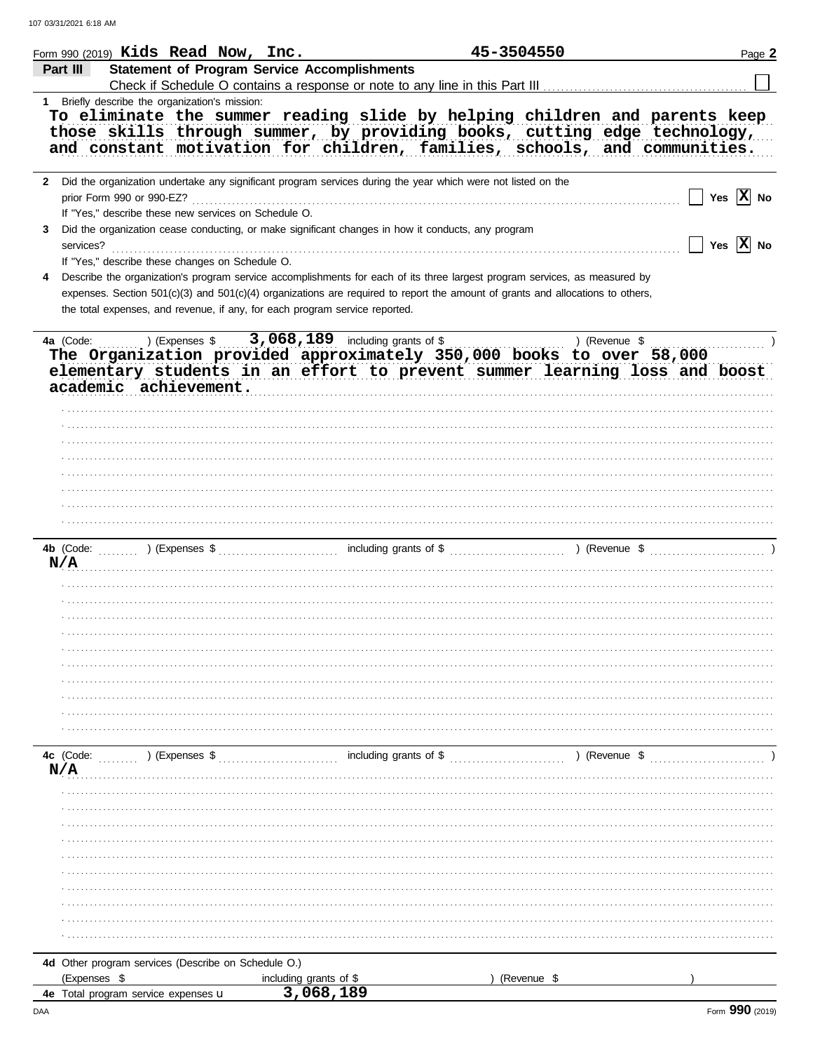Form 990 (2019) **Kids Read Now, Inc.** **45-3504550** Page **2**

## Part III Statement of Program Service Accomplishments

Check if Schedule O contains a response or note to any line in this Part III ☐

**1** Briefly describe the organization's mission:

To eliminate the summer reading slide by helping children and parents keep those skills through summer, by providing books, cutting edge technology, and constant motivation for children, families, schools, and communities.

**2** Did the organization undertake any significant program services during the year which were not listed on the prior Form 990 or 990-EZ? ☐ Yes ☒ No

If "Yes," describe these new services on Schedule O.

**3** Did the organization cease conducting, or make significant changes in how it conducts, any program services? ☐ Yes ☒ No

If "Yes," describe these changes on Schedule O.

**4** Describe the organization's program service accomplishments for each of its three largest program services, as measured by expenses. Section 501(c)(3) and 501(c)(4) organizations are required to report the amount of grants and allocations to others, the total expenses, and revenue, if any, for each program service reported.

**4a** (Code: ) (Expenses $ 3,068,189 including grants of $ ) (Revenue $ )

The Organization provided approximately 350,000 books to over 58,000 elementary students in an effort to prevent summer learning loss and boost academic achievement.

**4b** (Code: ) (Expenses $ including grants of $ ) (Revenue $ )

N/A

**4c** (Code: ) (Expenses $ including grants of $ ) (Revenue $ )

N/A

**4d** Other program services (Describe on Schedule O.)

(Expenses $ including grants of $ ) (Revenue $ )

**4e** Total program service expenses 3,068,189

Form **990** (2019)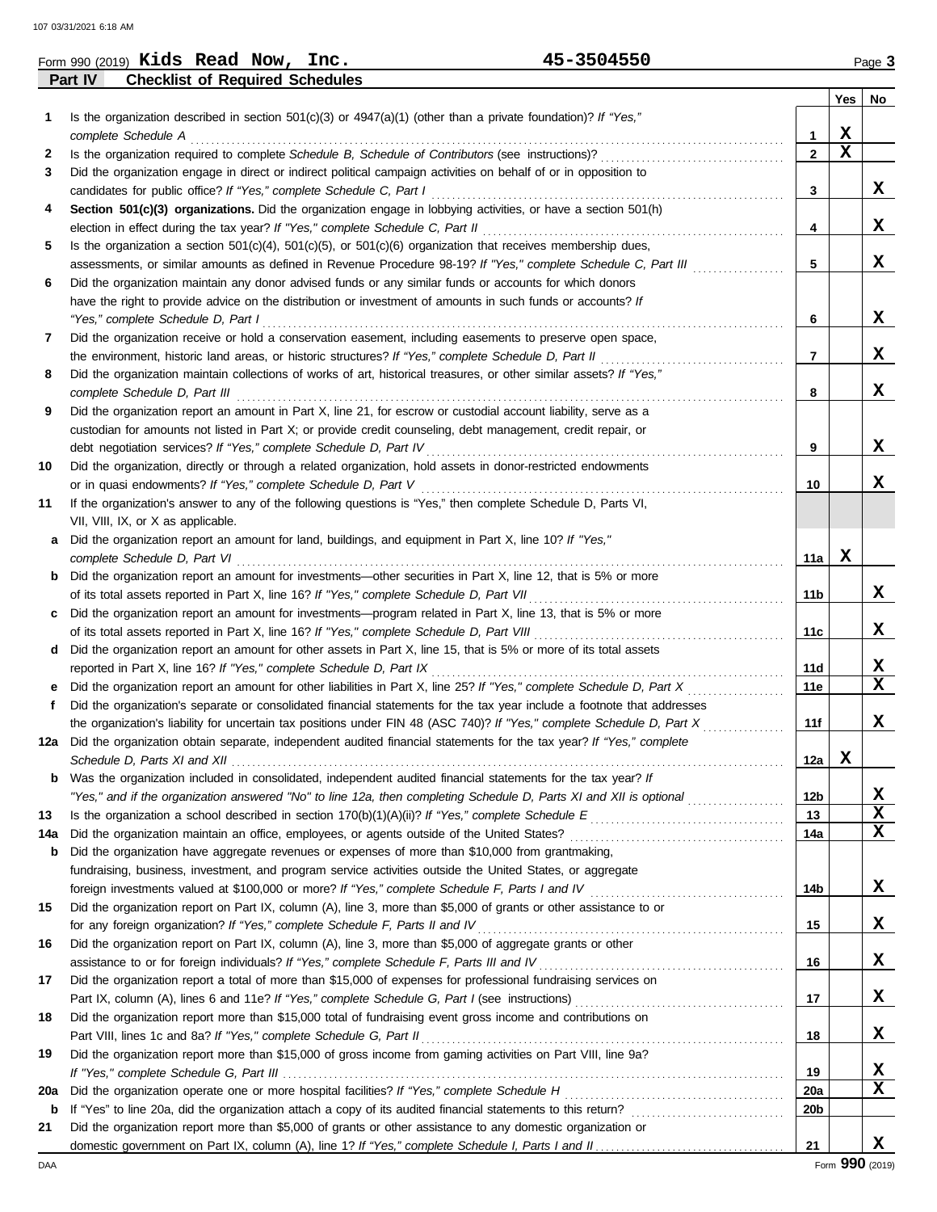Form 990 (2019) **Kids Read Now, Inc.** **45-3504550** Page **3**

**Part IV Checklist of Required Schedules**

| | | | Yes | No |
|---|---|---|---|---|
| **1** | Is the organization described in section 501(c)(3) or 4947(a)(1) (other than a private foundation)? *If "Yes," complete Schedule A* | **1** | X | |
| **2** | Is the organization required to complete *Schedule B, Schedule of Contributors* (see instructions)? | **2** | X | |
| **3** | Did the organization engage in direct or indirect political campaign activities on behalf of or in opposition to candidates for public office? *If "Yes," complete Schedule C, Part I* | **3** | | X |
| **4** | **Section 501(c)(3) organizations.** Did the organization engage in lobbying activities, or have a section 501(h) election in effect during the tax year? *If "Yes," complete Schedule C, Part II* | **4** | | X |
| **5** | Is the organization a section 501(c)(4), 501(c)(5), or 501(c)(6) organization that receives membership dues, assessments, or similar amounts as defined in Revenue Procedure 98-19? *If "Yes," complete Schedule C, Part III* | **5** | | X |
| **6** | Did the organization maintain any donor advised funds or any similar funds or accounts for which donors have the right to provide advice on the distribution or investment of amounts in such funds or accounts? *If "Yes," complete Schedule D, Part I* | **6** | | X |
| **7** | Did the organization receive or hold a conservation easement, including easements to preserve open space, the environment, historic land areas, or historic structures? *If "Yes," complete Schedule D, Part II* | **7** | | X |
| **8** | Did the organization maintain collections of works of art, historical treasures, or other similar assets? *If "Yes," complete Schedule D, Part III* | **8** | | X |
| **9** | Did the organization report an amount in Part X, line 21, for escrow or custodial account liability, serve as a custodian for amounts not listed in Part X; or provide credit counseling, debt management, credit repair, or debt negotiation services? *If "Yes," complete Schedule D, Part IV* | **9** | | X |
| **10** | Did the organization, directly or through a related organization, hold assets in donor-restricted endowments or in quasi endowments? *If "Yes," complete Schedule D, Part V* | **10** | | X |
| **11** | If the organization's answer to any of the following questions is "Yes," then complete Schedule D, Parts VI, VII, VIII, IX, or X as applicable. | | | |
| **a** | Did the organization report an amount for land, buildings, and equipment in Part X, line 10? *If "Yes," complete Schedule D, Part VI* | **11a** | X | |
| **b** | Did the organization report an amount for investments—other securities in Part X, line 12, that is 5% or more of its total assets reported in Part X, line 16? *If "Yes," complete Schedule D, Part VII* | **11b** | | X |
| **c** | Did the organization report an amount for investments—program related in Part X, line 13, that is 5% or more of its total assets reported in Part X, line 16? *If "Yes," complete Schedule D, Part VIII* | **11c** | | X |
| **d** | Did the organization report an amount for other assets in Part X, line 15, that is 5% or more of its total assets reported in Part X, line 16? *If "Yes," complete Schedule D, Part IX* | **11d** | | X |
| **e** | Did the organization report an amount for other liabilities in Part X, line 25? *If "Yes," complete Schedule D, Part X* | **11e** | | X |
| **f** | Did the organization's separate or consolidated financial statements for the tax year include a footnote that addresses the organization's liability for uncertain tax positions under FIN 48 (ASC 740)? *If "Yes," complete Schedule D, Part X* | **11f** | | X |
| **12a** | Did the organization obtain separate, independent audited financial statements for the tax year? *If "Yes," complete Schedule D, Parts XI and XII* | **12a** | X | |
| **b** | Was the organization included in consolidated, independent audited financial statements for the tax year? *If "Yes," and if the organization answered "No" to line 12a, then completing Schedule D, Parts XI and XII is optional* | **12b** | | X |
| **13** | Is the organization a school described in section 170(b)(1)(A)(ii)? *If "Yes," complete Schedule E* | **13** | | X |
| **14a** | Did the organization maintain an office, employees, or agents outside of the United States? | **14a** | | X |
| **b** | Did the organization have aggregate revenues or expenses of more than $10,000 from grantmaking, fundraising, business, investment, and program service activities outside the United States, or aggregate foreign investments valued at $100,000 or more? *If "Yes," complete Schedule F, Parts I and IV* | **14b** | | X |
| **15** | Did the organization report on Part IX, column (A), line 3, more than $5,000 of grants or other assistance to or for any foreign organization? *If "Yes," complete Schedule F, Parts II and IV* | **15** | | X |
| **16** | Did the organization report on Part IX, column (A), line 3, more than $5,000 of aggregate grants or other assistance to or for foreign individuals? *If "Yes," complete Schedule F, Parts III and IV* | **16** | | X |
| **17** | Did the organization report a total of more than $15,000 of expenses for professional fundraising services on Part IX, column (A), lines 6 and 11e? *If "Yes," complete Schedule G, Part I* (see instructions) | **17** | | X |
| **18** | Did the organization report more than $15,000 total of fundraising event gross income and contributions on Part VIII, lines 1c and 8a? *If "Yes," complete Schedule G, Part II* | **18** | | X |
| **19** | Did the organization report more than $15,000 of gross income from gaming activities on Part VIII, line 9a? *If "Yes," complete Schedule G, Part III* | **19** | | X |
| **20a** | Did the organization operate one or more hospital facilities? *If "Yes," complete Schedule H* | **20a** | | X |
| **b** | If "Yes" to line 20a, did the organization attach a copy of its audited financial statements to this return? | **20b** | | |
| **21** | Did the organization report more than $5,000 of grants or other assistance to any domestic organization or domestic government on Part IX, column (A), line 1? *If "Yes," complete Schedule I, Parts I and II* | **21** | | X |

DAA Form **990** (2019)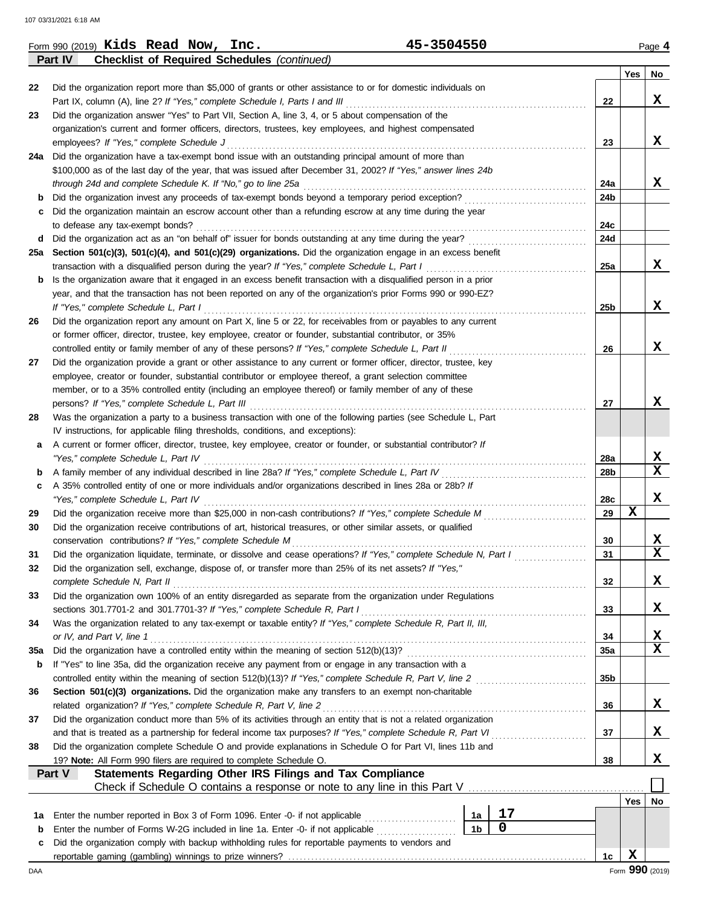Form 990 (2019) **Kids Read Now, Inc.** **45-3504550** Page **4**

## Part IV Checklist of Required Schedules *(continued)*

| | | | Yes | No |
|---|---|---|---|---|
| 22 | Did the organization report more than $5,000 of grants or other assistance to or for domestic individuals on Part IX, column (A), line 2? *If "Yes," complete Schedule I, Parts I and III* | 22 | | X |
| 23 | Did the organization answer "Yes" to Part VII, Section A, line 3, 4, or 5 about compensation of the organization's current and former officers, directors, trustees, key employees, and highest compensated employees? *If "Yes," complete Schedule J* | 23 | | X |
| 24a | Did the organization have a tax-exempt bond issue with an outstanding principal amount of more than $100,000 as of the last day of the year, that was issued after December 31, 2002? *If "Yes," answer lines 24b through 24d and complete Schedule K. If "No," go to line 25a* | 24a | | X |
| b | Did the organization invest any proceeds of tax-exempt bonds beyond a temporary period exception? | 24b | | |
| c | Did the organization maintain an escrow account other than a refunding escrow at any time during the year to defease any tax-exempt bonds? | 24c | | |
| d | Did the organization act as an "on behalf of" issuer for bonds outstanding at any time during the year? | 24d | | |
| 25a | **Section 501(c)(3), 501(c)(4), and 501(c)(29) organizations.** Did the organization engage in an excess benefit transaction with a disqualified person during the year? *If "Yes," complete Schedule L, Part I* | 25a | | X |
| b | Is the organization aware that it engaged in an excess benefit transaction with a disqualified person in a prior year, and that the transaction has not been reported on any of the organization's prior Forms 990 or 990-EZ? *If "Yes," complete Schedule L, Part I* | 25b | | X |
| 26 | Did the organization report any amount on Part X, line 5 or 22, for receivables from or payables to any current or former officer, director, trustee, key employee, creator or founder, substantial contributor, or 35% controlled entity or family member of any of these persons? *If "Yes," complete Schedule L, Part II* | 26 | | X |
| 27 | Did the organization provide a grant or other assistance to any current or former officer, director, trustee, key employee, creator or founder, substantial contributor or employee thereof, a grant selection committee member, or to a 35% controlled entity (including an employee thereof) or family member of any of these persons? *If "Yes," complete Schedule L, Part III* | 27 | | X |
| 28 | Was the organization a party to a business transaction with one of the following parties (see Schedule L, Part IV instructions, for applicable filing thresholds, conditions, and exceptions): | | | |
| a | A current or former officer, director, trustee, key employee, creator or founder, or substantial contributor? *If "Yes," complete Schedule L, Part IV* | 28a | | X |
| b | A family member of any individual described in line 28a? *If "Yes," complete Schedule L, Part IV* | 28b | | X |
| c | A 35% controlled entity of one or more individuals and/or organizations described in lines 28a or 28b? *If "Yes," complete Schedule L, Part IV* | 28c | | X |
| 29 | Did the organization receive more than $25,000 in non-cash contributions? *If "Yes," complete Schedule M* | 29 | X | |
| 30 | Did the organization receive contributions of art, historical treasures, or other similar assets, or qualified conservation contributions? *If "Yes," complete Schedule M* | 30 | | X |
| 31 | Did the organization liquidate, terminate, or dissolve and cease operations? *If "Yes," complete Schedule N, Part I* | 31 | | X |
| 32 | Did the organization sell, exchange, dispose of, or transfer more than 25% of its net assets? *If "Yes," complete Schedule N, Part II* | 32 | | X |
| 33 | Did the organization own 100% of an entity disregarded as separate from the organization under Regulations sections 301.7701-2 and 301.7701-3? *If "Yes," complete Schedule R, Part I* | 33 | | X |
| 34 | Was the organization related to any tax-exempt or taxable entity? *If "Yes," complete Schedule R, Part II, III, or IV, and Part V, line 1* | 34 | | X |
| 35a | Did the organization have a controlled entity within the meaning of section 512(b)(13)? | 35a | | X |
| b | If "Yes" to line 35a, did the organization receive any payment from or engage in any transaction with a controlled entity within the meaning of section 512(b)(13)? *If "Yes," complete Schedule R, Part V, line 2* | 35b | | |
| 36 | **Section 501(c)(3) organizations.** Did the organization make any transfers to an exempt non-charitable related organization? *If "Yes," complete Schedule R, Part V, line 2* | 36 | | X |
| 37 | Did the organization conduct more than 5% of its activities through an entity that is not a related organization and that is treated as a partnership for federal income tax purposes? *If "Yes," complete Schedule R, Part VI* | 37 | | X |
| 38 | Did the organization complete Schedule O and provide explanations in Schedule O for Part VI, lines 11b and 19? **Note:** All Form 990 filers are required to complete Schedule O. | 38 | | X |

## Part V Statements Regarding Other IRS Filings and Tax Compliance

Check if Schedule O contains a response or note to any line in this Part V ☐

| | | | | | Yes | No |
|---|---|---|---|---|---|---|
| 1a | Enter the number reported in Box 3 of Form 1096. Enter -0- if not applicable | 1a | 17 | | | |
| b | Enter the number of Forms W-2G included in line 1a. Enter -0- if not applicable | 1b | 0 | | | |
| c | Did the organization comply with backup withholding rules for reportable payments to vendors and reportable gaming (gambling) winnings to prize winners? | | | 1c | X | |

Form **990** (2019)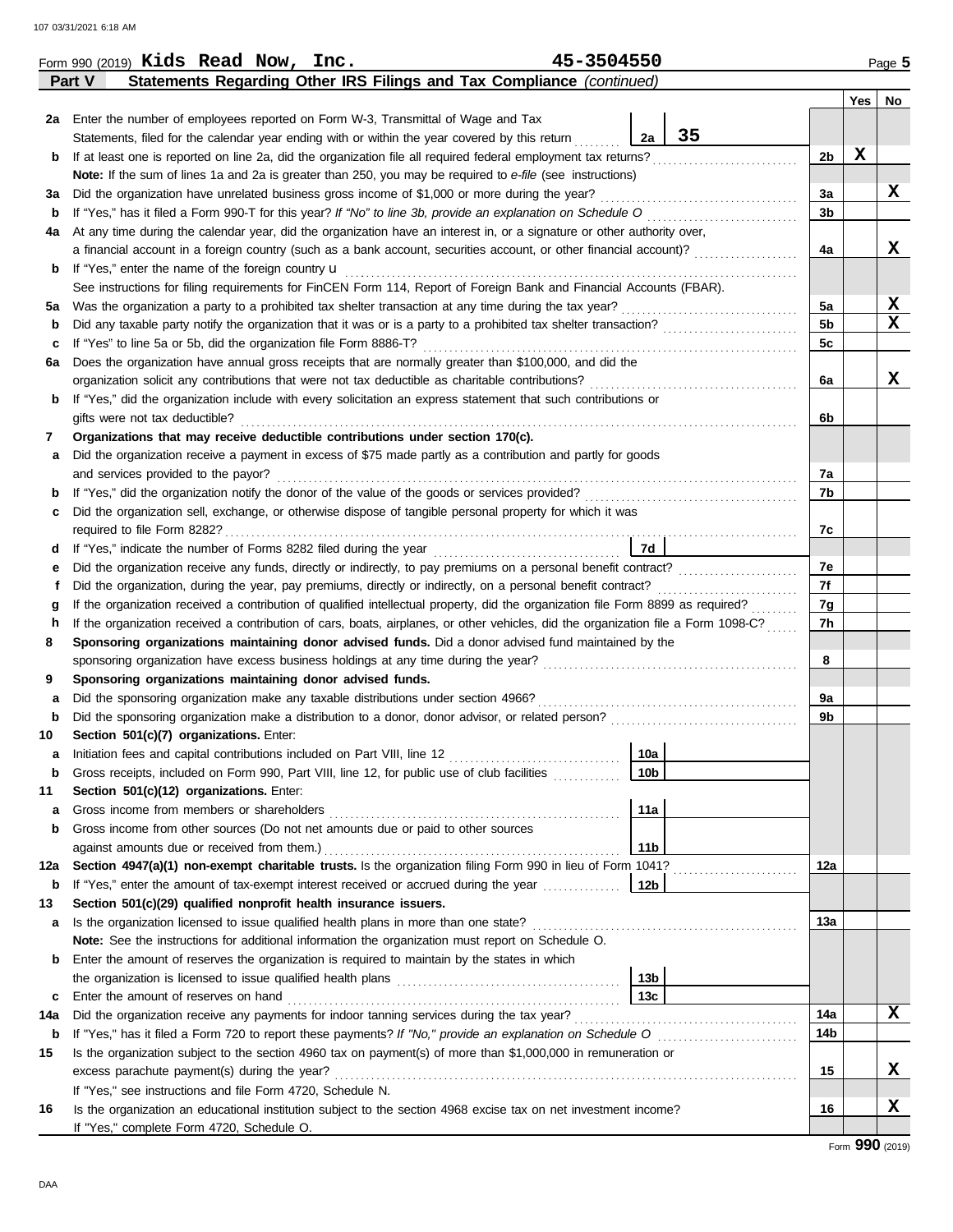Form 990 (2019) **Kids Read Now, Inc.** **45-3504550** Page **5**

## Part V Statements Regarding Other IRS Filings and Tax Compliance *(continued)*

| | | | | Yes | No |
|---|---|---|---|---|---|
| **2a** | Enter the number of employees reported on Form W-3, Transmittal of Wage and Tax Statements, filed for the calendar year ending with or within the year covered by this return | 2a 35 | | | |
| **b** | If at least one is reported on line 2a, did the organization file all required federal employment tax returns? | | 2b | X | |
| | **Note:** If the sum of lines 1a and 2a is greater than 250, you may be required to *e-file* (see instructions) | | | | |
| **3a** | Did the organization have unrelated business gross income of $1,000 or more during the year? | | 3a | | X |
| **b** | If "Yes," has it filed a Form 990-T for this year? *If "No" to line 3b, provide an explanation on Schedule O* | | 3b | | |
| **4a** | At any time during the calendar year, did the organization have an interest in, or a signature or other authority over, a financial account in a foreign country (such as a bank account, securities account, or other financial account)? | | 4a | | X |
| **b** | If "Yes," enter the name of the foreign country u | | | | |
| | See instructions for filing requirements for FinCEN Form 114, Report of Foreign Bank and Financial Accounts (FBAR). | | | | |
| **5a** | Was the organization a party to a prohibited tax shelter transaction at any time during the tax year? | | 5a | | X |
| **b** | Did any taxable party notify the organization that it was or is a party to a prohibited tax shelter transaction? | | 5b | | X |
| **c** | If "Yes" to line 5a or 5b, did the organization file Form 8886-T? | | 5c | | |
| **6a** | Does the organization have annual gross receipts that are normally greater than $100,000, and did the organization solicit any contributions that were not tax deductible as charitable contributions? | | 6a | | X |
| **b** | If "Yes," did the organization include with every solicitation an express statement that such contributions or gifts were not tax deductible? | | 6b | | |
| **7** | **Organizations that may receive deductible contributions under section 170(c).** | | | | |
| **a** | Did the organization receive a payment in excess of $75 made partly as a contribution and partly for goods and services provided to the payor? | | 7a | | |
| **b** | If "Yes," did the organization notify the donor of the value of the goods or services provided? | | 7b | | |
| **c** | Did the organization sell, exchange, or otherwise dispose of tangible personal property for which it was required to file Form 8282? | | 7c | | |
| **d** | If "Yes," indicate the number of Forms 8282 filed during the year | 7d | | | |
| **e** | Did the organization receive any funds, directly or indirectly, to pay premiums on a personal benefit contract? | | 7e | | |
| **f** | Did the organization, during the year, pay premiums, directly or indirectly, on a personal benefit contract? | | 7f | | |
| **g** | If the organization received a contribution of qualified intellectual property, did the organization file Form 8899 as required? | | 7g | | |
| **h** | If the organization received a contribution of cars, boats, airplanes, or other vehicles, did the organization file a Form 1098-C? | | 7h | | |
| **8** | **Sponsoring organizations maintaining donor advised funds.** Did a donor advised fund maintained by the sponsoring organization have excess business holdings at any time during the year? | | 8 | | |
| **9** | **Sponsoring organizations maintaining donor advised funds.** | | | | |
| **a** | Did the sponsoring organization make any taxable distributions under section 4966? | | 9a | | |
| **b** | Did the sponsoring organization make a distribution to a donor, donor advisor, or related person? | | 9b | | |
| **10** | **Section 501(c)(7) organizations.** Enter: | | | | |
| **a** | Initiation fees and capital contributions included on Part VIII, line 12 | 10a | | | |
| **b** | Gross receipts, included on Form 990, Part VIII, line 12, for public use of club facilities | 10b | | | |
| **11** | **Section 501(c)(12) organizations.** Enter: | | | | |
| **a** | Gross income from members or shareholders | 11a | | | |
| **b** | Gross income from other sources (Do not net amounts due or paid to other sources against amounts due or received from them.) | 11b | | | |
| **12a** | **Section 4947(a)(1) non-exempt charitable trusts.** Is the organization filing Form 990 in lieu of Form 1041? | | 12a | | |
| **b** | If "Yes," enter the amount of tax-exempt interest received or accrued during the year | 12b | | | |
| **13** | **Section 501(c)(29) qualified nonprofit health insurance issuers.** | | | | |
| **a** | Is the organization licensed to issue qualified health plans in more than one state? | | 13a | | |
| | **Note:** See the instructions for additional information the organization must report on Schedule O. | | | | |
| **b** | Enter the amount of reserves the organization is required to maintain by the states in which the organization is licensed to issue qualified health plans | 13b | | | |
| **c** | Enter the amount of reserves on hand | 13c | | | |
| **14a** | Did the organization receive any payments for indoor tanning services during the tax year? | | 14a | | X |
| **b** | If "Yes," has it filed a Form 720 to report these payments? *If "No," provide an explanation on Schedule O* | | 14b | | |
| **15** | Is the organization subject to the section 4960 tax on payment(s) of more than $1,000,000 in remuneration or excess parachute payment(s) during the year? | | 15 | | X |
| | If "Yes," see instructions and file Form 4720, Schedule N. | | | | |
| **16** | Is the organization an educational institution subject to the section 4968 excise tax on net investment income? | | 16 | | X |
| | If "Yes," complete Form 4720, Schedule O. | | | | |

Form **990** (2019)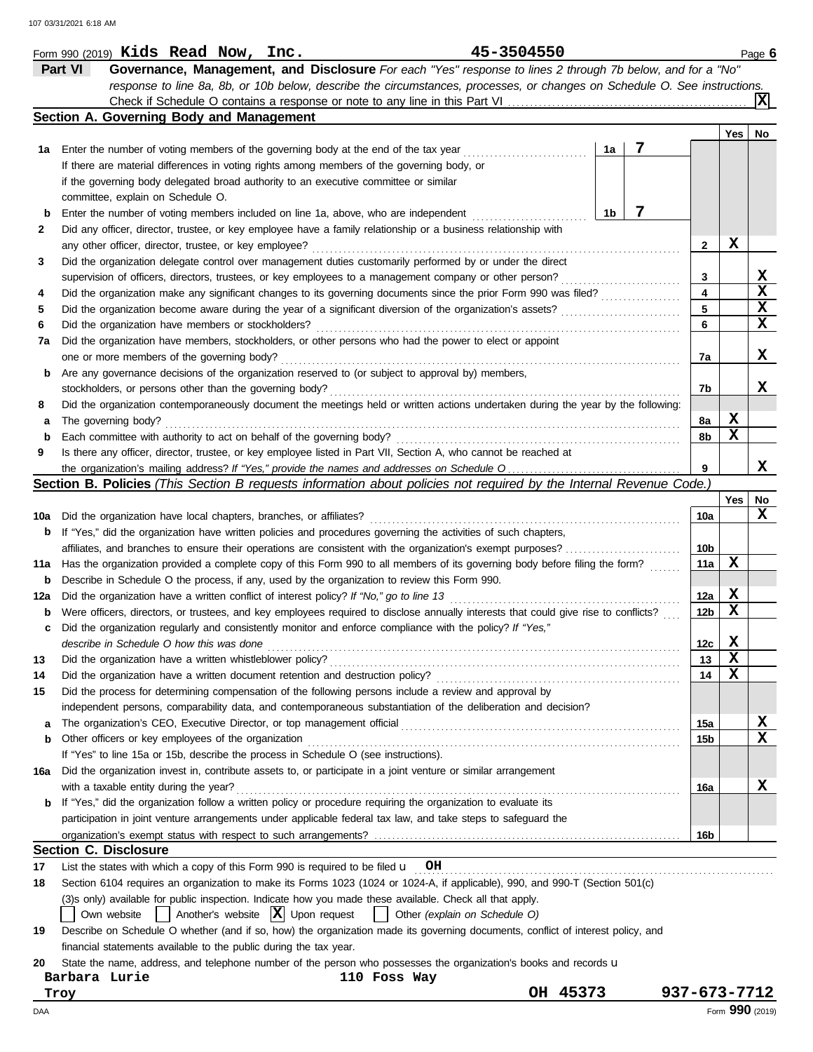Form 990 (2019) **Kids Read Now, Inc.** **45-3504550**

## Part VI Governance, Management, and Disclosure

*For each "Yes" response to lines 2 through 7b below, and for a "No" response to line 8a, 8b, or 10b below, describe the circumstances, processes, or changes on Schedule O. See instructions.*

Check if Schedule O contains a response or note to any line in this Part VI .......... **[X]**

### Section A. Governing Body and Management

| | | | Yes | No |
|---|---|---|---|---|
| **1a** | Enter the number of voting members of the governing body at the end of the tax year ..... **1a** **7** | | | |
| | If there are material differences in voting rights among members of the governing body, or if the governing body delegated broad authority to an executive committee or similar committee, explain on Schedule O. | | | |
| **b** | Enter the number of voting members included on line 1a, above, who are independent ..... **1b** **7** | | | |
| **2** | Did any officer, director, trustee, or key employee have a family relationship or a business relationship with any other officer, director, trustee, or key employee? | 2 | X | |
| **3** | Did the organization delegate control over management duties customarily performed by or under the direct supervision of officers, directors, trustees, or key employees to a management company or other person? | 3 | | X |
| **4** | Did the organization make any significant changes to its governing documents since the prior Form 990 was filed? | 4 | | X |
| **5** | Did the organization become aware during the year of a significant diversion of the organization's assets? | 5 | | X |
| **6** | Did the organization have members or stockholders? | 6 | | X |
| **7a** | Did the organization have members, stockholders, or other persons who had the power to elect or appoint one or more members of the governing body? | 7a | | X |
| **b** | Are any governance decisions of the organization reserved to (or subject to approval by) members, stockholders, or persons other than the governing body? | 7b | | X |
| **8** | Did the organization contemporaneously document the meetings held or written actions undertaken during the year by the following: | | | |
| **a** | The governing body? | 8a | X | |
| **b** | Each committee with authority to act on behalf of the governing body? | 8b | X | |
| **9** | Is there any officer, director, trustee, or key employee listed in Part VII, Section A, who cannot be reached at the organization's mailing address? *If "Yes," provide the names and addresses on Schedule O* | 9 | | X |

### Section B. Policies *(This Section B requests information about policies not required by the Internal Revenue Code.)*

| | | | Yes | No |
|---|---|---|---|---|
| **10a** | Did the organization have local chapters, branches, or affiliates? | 10a | | X |
| **b** | If "Yes," did the organization have written policies and procedures governing the activities of such chapters, affiliates, and branches to ensure their operations are consistent with the organization's exempt purposes? | 10b | | |
| **11a** | Has the organization provided a complete copy of this Form 990 to all members of its governing body before filing the form? | 11a | X | |
| **b** | Describe in Schedule O the process, if any, used by the organization to review this Form 990. | | | |
| **12a** | Did the organization have a written conflict of interest policy? *If "No," go to line 13* | 12a | X | |
| **b** | Were officers, directors, or trustees, and key employees required to disclose annually interests that could give rise to conflicts? | 12b | X | |
| **c** | Did the organization regularly and consistently monitor and enforce compliance with the policy? *If "Yes," describe in Schedule O how this was done* | 12c | X | |
| **13** | Did the organization have a written whistleblower policy? | 13 | X | |
| **14** | Did the organization have a written document retention and destruction policy? | 14 | X | |
| **15** | Did the process for determining compensation of the following persons include a review and approval by independent persons, comparability data, and contemporaneous substantiation of the deliberation and decision? | | | |
| **a** | The organization's CEO, Executive Director, or top management official | 15a | | X |
| **b** | Other officers or key employees of the organization | 15b | | X |
| | If "Yes" to line 15a or 15b, describe the process in Schedule O (see instructions). | | | |
| **16a** | Did the organization invest in, contribute assets to, or participate in a joint venture or similar arrangement with a taxable entity during the year? | 16a | | X |
| **b** | If "Yes," did the organization follow a written policy or procedure requiring the organization to evaluate its participation in joint venture arrangements under applicable federal tax law, and take steps to safeguard the organization's exempt status with respect to such arrangements? | 16b | | |

### Section C. Disclosure

**17** List the states with which a copy of this Form 990 is required to be filed u **OH**

**18** Section 6104 requires an organization to make its Forms 1023 (1024 or 1024-A, if applicable), 990, and 990-T (Section 501(c)(3)s only) available for public inspection. Indicate how you made these available. Check all that apply.

[ ] Own website [ ] Another's website [X] Upon request [ ] Other *(explain on Schedule O)*

**19** Describe on Schedule O whether (and if so, how) the organization made its governing documents, conflict of interest policy, and financial statements available to the public during the tax year.

**20** State the name, address, and telephone number of the person who possesses the organization's books and records u

**Barbara Lurie** **110 Foss Way**
**Troy** **OH 45373** **937-673-7712**

Form **990** (2019)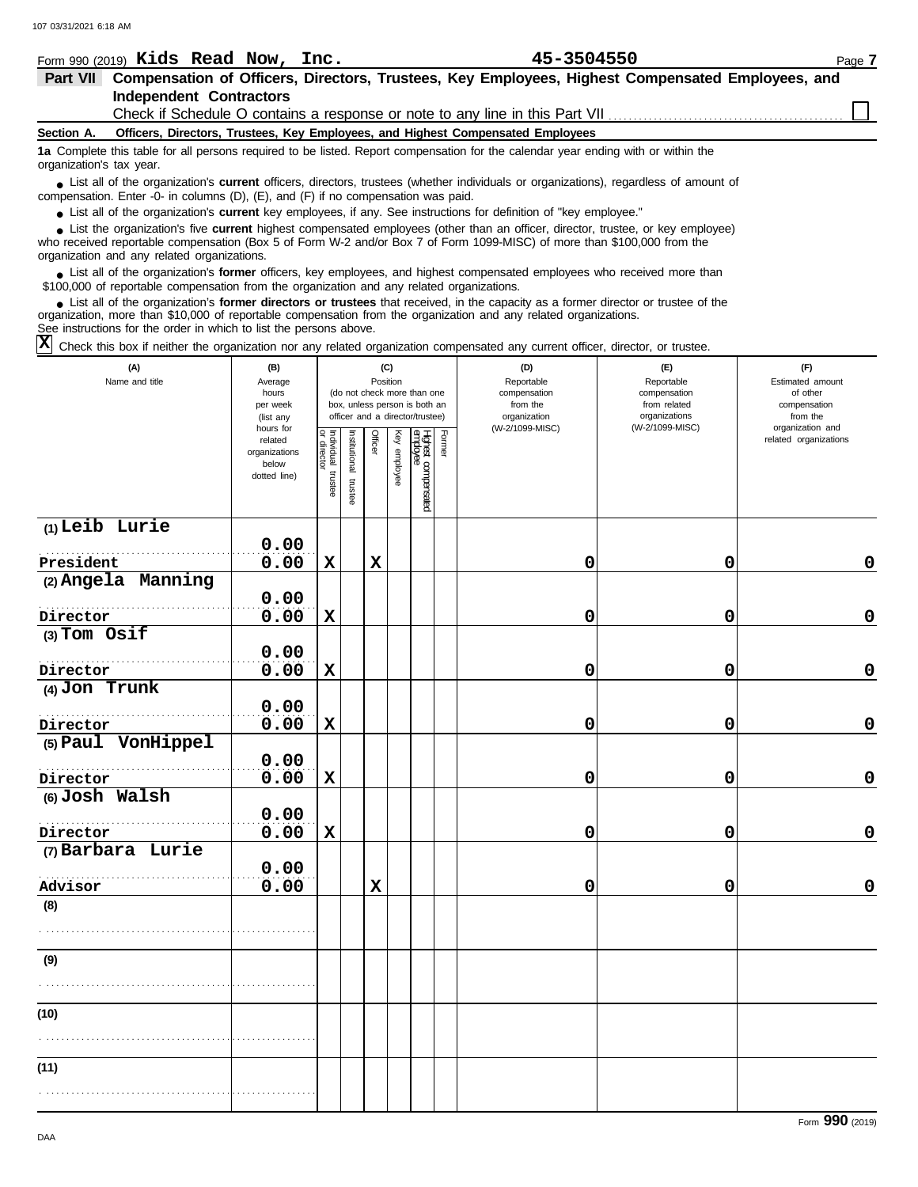Form 990 (2019) **Kids Read Now, Inc.** **45-3504550** Page **7**

## Part VII Compensation of Officers, Directors, Trustees, Key Employees, Highest Compensated Employees, and Independent Contractors

Check if Schedule O contains a response or note to any line in this Part VII ☐

### Section A. Officers, Directors, Trustees, Key Employees, and Highest Compensated Employees

**1a** Complete this table for all persons required to be listed. Report compensation for the calendar year ending with or within the organization's tax year.

- List all of the organization's **current** officers, directors, trustees (whether individuals or organizations), regardless of amount of compensation. Enter -0- in columns (D), (E), and (F) if no compensation was paid.
- List all of the organization's **current** key employees, if any. See instructions for definition of "key employee."
- List the organization's five **current** highest compensated employees (other than an officer, director, trustee, or key employee) who received reportable compensation (Box 5 of Form W-2 and/or Box 7 of Form 1099-MISC) of more than $100,000 from the organization and any related organizations.
- List all of the organization's **former** officers, key employees, and highest compensated employees who received more than $100,000 of reportable compensation from the organization and any related organizations.
- List all of the organization's **former directors or trustees** that received, in the capacity as a former director or trustee of the organization, more than $10,000 of reportable compensation from the organization and any related organizations.

See instructions for the order in which to list the persons above.

☒ Check this box if neither the organization nor any related organization compensated any current officer, director, or trustee.

| (A) Name and title | (B) Average hours per week (list any hours for related organizations below dotted line) | (C) Position (do not check more than one box, unless person is both an officer and a director/trustee): Individual trustee or director | Institutional trustee | Officer | Key employee | Highest compensated employee | Former | (D) Reportable compensation from the organization (W-2/1099-MISC) | (E) Reportable compensation from related organizations (W-2/1099-MISC) | (F) Estimated amount of other compensation from the organization and related organizations |
|---|---|---|---|---|---|---|---|---|---|---|
| (1) Leib Lurie<br>President | 0.00<br>0.00 | X | | X | | | | 0 | 0 | 0 |
| (2) Angela Manning<br>Director | 0.00<br>0.00 | X | | | | | | 0 | 0 | 0 |
| (3) Tom Osif<br>Director | 0.00<br>0.00 | X | | | | | | 0 | 0 | 0 |
| (4) Jon Trunk<br>Director | 0.00<br>0.00 | X | | | | | | 0 | 0 | 0 |
| (5) Paul VonHippel<br>Director | 0.00<br>0.00 | X | | | | | | 0 | 0 | 0 |
| (6) Josh Walsh<br>Director | 0.00<br>0.00 | X | | | | | | 0 | 0 | 0 |
| (7) Barbara Lurie<br>Advisor | 0.00<br>0.00 | | | X | | | | 0 | 0 | 0 |
| (8) | | | | | | | | | | |
| (9) | | | | | | | | | | |
| (10) | | | | | | | | | | |
| (11) | | | | | | | | | | |

Form **990** (2019)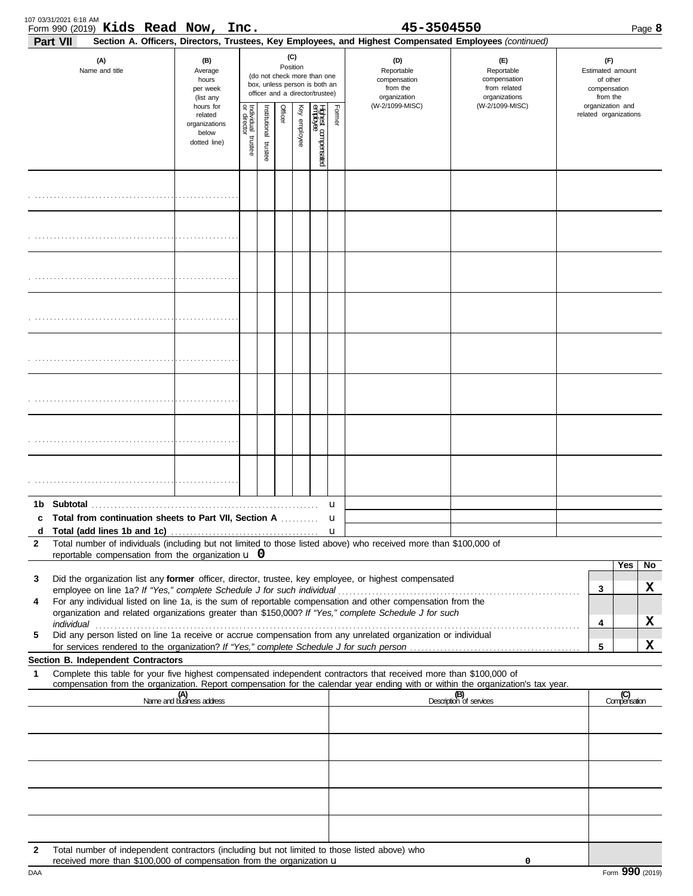Form 990 (2019) **Kids Read Now, Inc.** **45-3504550** Page **8**

**Part VII** **Section A. Officers, Directors, Trustees, Key Employees, and Highest Compensated Employees** *(continued)*

| (A) Name and title | (B) Average hours per week (list any hours for related organizations below dotted line) | (C) Position (do not check more than one box, unless person is both an officer and a director/trustee) | | | | | | (D) Reportable compensation from the organization (W-2/1099-MISC) | (E) Reportable compensation from related organizations (W-2/1099-MISC) | (F) Estimated amount of other compensation from the organization and related organizations |
|---|---|---|---|---|---|---|---|---|---|---|
| | | Individual trustee or director | Institutional trustee | Officer | Key employee | Highest compensated employee | Former | | | |
| | | | | | | | | | | |
| | | | | | | | | | | |
| | | | | | | | | | | |
| | | | | | | | | | | |
| | | | | | | | | | | |
| | | | | | | | | | | |
| | | | | | | | | | | |
| | | | | | | | | | | |

**1b Subtotal** u

**c Total from continuation sheets to Part VII, Section A** u

**d Total (add lines 1b and 1c)** u

**2** Total number of individuals (including but not limited to those listed above) who received more than $100,000 of reportable compensation from the organization u **0**

| | | | Yes | No |
|---|---|---|---|---|
| **3** | Did the organization list any **former** officer, director, trustee, key employee, or highest compensated employee on line 1a? *If "Yes," complete Schedule J for such individual* | 3 | | X |
| **4** | For any individual listed on line 1a, is the sum of reportable compensation and other compensation from the organization and related organizations greater than $150,000? *If "Yes," complete Schedule J for such individual* | 4 | | X |
| **5** | Did any person listed on line 1a receive or accrue compensation from any unrelated organization or individual for services rendered to the organization? *If "Yes," complete Schedule J for such person* | 5 | | X |

**Section B. Independent Contractors**

**1** Complete this table for your five highest compensated independent contractors that received more than $100,000 of compensation from the organization. Report compensation for the calendar year ending with or within the organization's tax year.

| (A) Name and business address | (B) Description of services | (C) Compensation |
|---|---|---|
| | | |
| | | |
| | | |
| | | |
| | | |

**2** Total number of independent contractors (including but not limited to those listed above) who received more than $100,000 of compensation from the organization u **0**

DAA Form **990** (2019)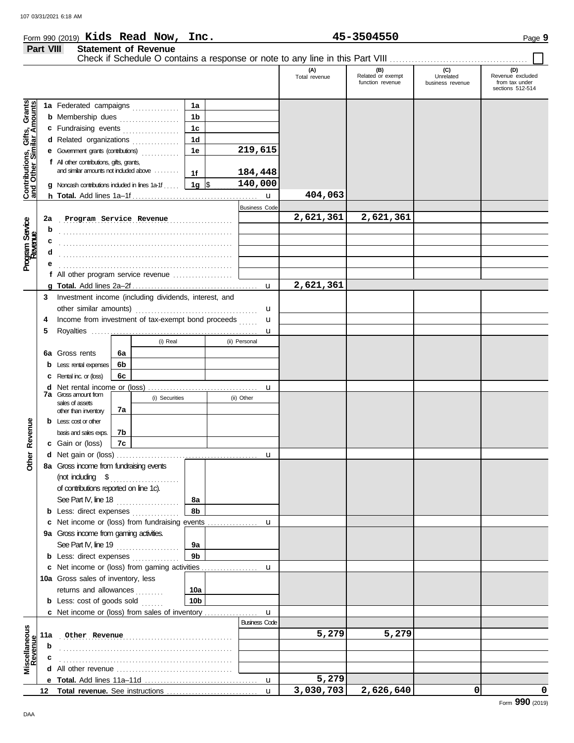Form 990 (2019) **Kids Read Now, Inc.** **45-3504550** Page **9**

## Part VIII Statement of Revenue

Check if Schedule O contains a response or note to any line in this Part VIII ☐

| | | | (A) Total revenue | (B) Related or exempt function revenue | (C) Unrelated business revenue | (D) Revenue excluded from tax under sections 512-514 |
|---|---|---|---|---|---|---|
| **Contributions, Gifts, Grants and Other Similar Amounts** | 1a Federated campaigns | 1a | | | | |
| | b Membership dues | 1b | | | | |
| | c Fundraising events | 1c | | | | |
| | d Related organizations | 1d | | | | |
| | e Government grants (contributions) | 1e 219,615 | | | | |
| | f All other contributions, gifts, grants, and similar amounts not included above | 1f 184,448 | | | | |
| | g Noncash contributions included in lines 1a-1f | 1g $ 140,000 | | | | |
| | h **Total.** Add lines 1a–1f | | 404,063 | | | |
| **Program Service Revenue** | | Business Code | | | | |
| | 2a Program Service Revenue | | 2,621,361 | 2,621,361 | | |
| | b | | | | | |
| | c | | | | | |
| | d | | | | | |
| | e | | | | | |
| | f All other program service revenue | | | | | |
| | g **Total.** Add lines 2a–2f | | 2,621,361 | | | |
| **Other Revenue** | 3 Investment income (including dividends, interest, and other similar amounts) | | | | | |
| | 4 Income from investment of tax-exempt bond proceeds | | | | | |
| | 5 Royalties | | | | | |
| | 6a Gross rents — 6a (i) Real / (ii) Personal | | | | | |
| | b Less: rental expenses — 6b | | | | | |
| | c Rental inc. or (loss) — 6c | | | | | |
| | d Net rental income or (loss) | | | | | |
| | 7a Gross amount from sales of assets other than inventory — 7a (i) Securities / (ii) Other | | | | | |
| | b Less: cost or other basis and sales exps. — 7b | | | | | |
| | c Gain or (loss) — 7c | | | | | |
| | d Net gain or (loss) | | | | | |
| | 8a Gross income from fundraising events (not including $ of contributions reported on line 1c). See Part IV, line 18 | 8a | | | | |
| | b Less: direct expenses | 8b | | | | |
| | c Net income or (loss) from fundraising events | | | | | |
| | 9a Gross income from gaming activities. See Part IV, line 19 | 9a | | | | |
| | b Less: direct expenses | 9b | | | | |
| | c Net income or (loss) from gaming activities | | | | | |
| | 10a Gross sales of inventory, less returns and allowances | 10a | | | | |
| | b Less: cost of goods sold | 10b | | | | |
| | c Net income or (loss) from sales of inventory | | | | | |
| **Miscellaneous Revenue** | | Business Code | | | | |
| | 11a Other Revenue | | 5,279 | 5,279 | | |
| | b | | | | | |
| | c | | | | | |
| | d All other revenue | | | | | |
| | e **Total.** Add lines 11a–11d | | 5,279 | | | |
| | 12 **Total revenue.** See instructions | | 3,030,703 | 2,626,640 | 0 | 0 |

Form **990** (2019)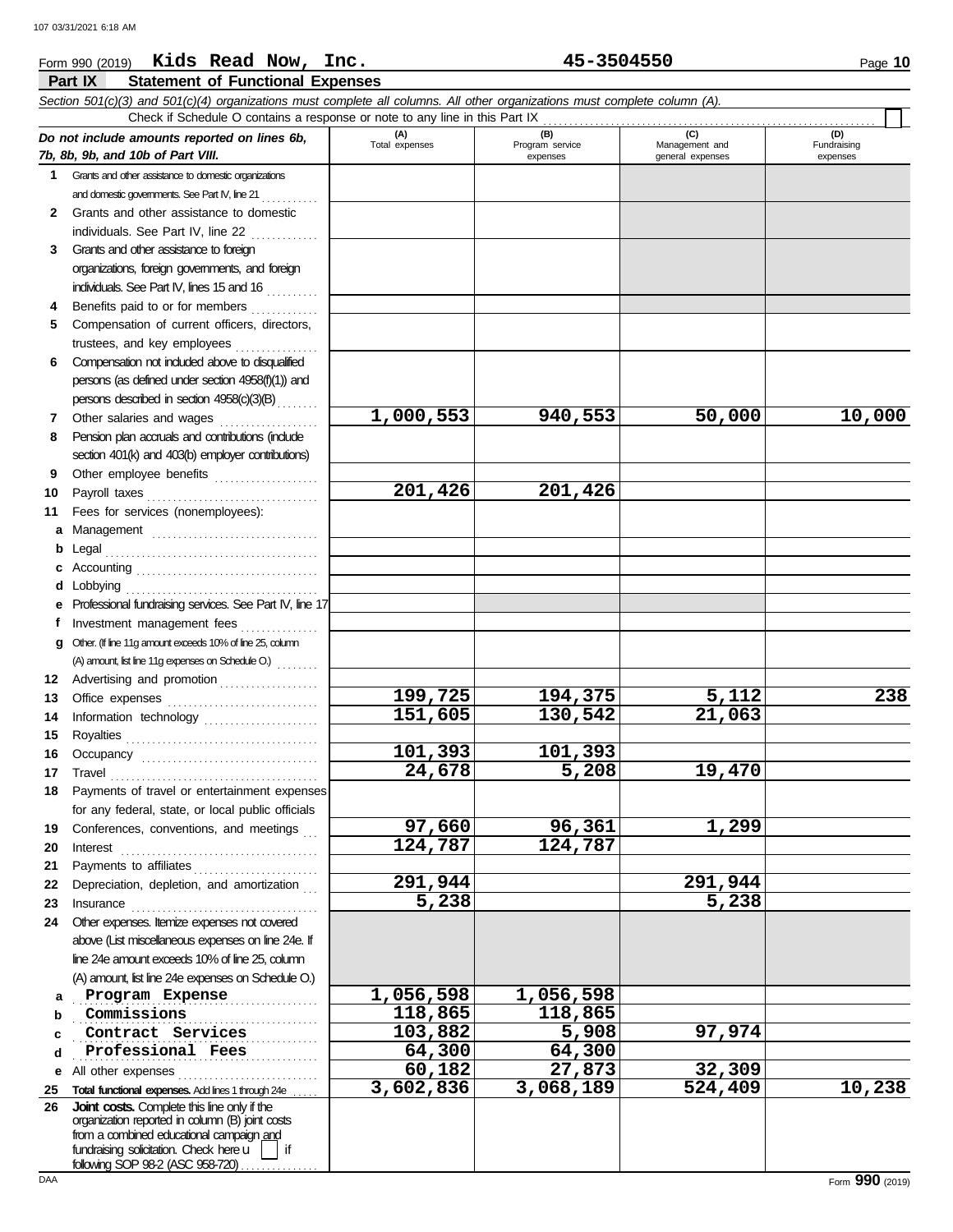Form 990 (2019) **Kids Read Now, Inc.** **45-3504550**

## Part IX Statement of Functional Expenses

*Section 501(c)(3) and 501(c)(4) organizations must complete all columns. All other organizations must complete column (A).*

Check if Schedule O contains a response or note to any line in this Part IX ☐

| *Do not include amounts reported on lines 6b, 7b, 8b, 9b, and 10b of Part VIII.* | (A) Total expenses | (B) Program service expenses | (C) Management and general expenses | (D) Fundraising expenses |
|---|---|---|---|---|
| **1** Grants and other assistance to domestic organizations and domestic governments. See Part IV, line 21 | | | | |
| **2** Grants and other assistance to domestic individuals. See Part IV, line 22 | | | | |
| **3** Grants and other assistance to foreign organizations, foreign governments, and foreign individuals. See Part IV, lines 15 and 16 | | | | |
| **4** Benefits paid to or for members | | | | |
| **5** Compensation of current officers, directors, trustees, and key employees | | | | |
| **6** Compensation not included above to disqualified persons (as defined under section 4958(f)(1)) and persons described in section 4958(c)(3)(B) | | | | |
| **7** Other salaries and wages | 1,000,553 | 940,553 | 50,000 | 10,000 |
| **8** Pension plan accruals and contributions (include section 401(k) and 403(b) employer contributions) | | | | |
| **9** Other employee benefits | | | | |
| **10** Payroll taxes | 201,426 | 201,426 | | |
| **11** Fees for services (nonemployees): | | | | |
| **a** Management | | | | |
| **b** Legal | | | | |
| **c** Accounting | | | | |
| **d** Lobbying | | | | |
| **e** Professional fundraising services. See Part IV, line 17 | | | | |
| **f** Investment management fees | | | | |
| **g** Other. (If line 11g amount exceeds 10% of line 25, column (A) amount, list line 11g expenses on Schedule O.) | | | | |
| **12** Advertising and promotion | | | | |
| **13** Office expenses | 199,725 | 194,375 | 5,112 | 238 |
| **14** Information technology | 151,605 | 130,542 | 21,063 | |
| **15** Royalties | | | | |
| **16** Occupancy | 101,393 | 101,393 | | |
| **17** Travel | 24,678 | 5,208 | 19,470 | |
| **18** Payments of travel or entertainment expenses for any federal, state, or local public officials | | | | |
| **19** Conferences, conventions, and meetings | 97,660 | 96,361 | 1,299 | |
| **20** Interest | 124,787 | 124,787 | | |
| **21** Payments to affiliates | | | | |
| **22** Depreciation, depletion, and amortization | 291,944 | | 291,944 | |
| **23** Insurance | 5,238 | | 5,238 | |
| **24** Other expenses. Itemize expenses not covered above (List miscellaneous expenses on line 24e. If line 24e amount exceeds 10% of line 25, column (A) amount, list line 24e expenses on Schedule O.) | | | | |
| **a** Program Expense | 1,056,598 | 1,056,598 | | |
| **b** Commissions | 118,865 | 118,865 | | |
| **c** Contract Services | 103,882 | 5,908 | 97,974 | |
| **d** Professional Fees | 64,300 | 64,300 | | |
| **e** All other expenses | 60,182 | 27,873 | 32,309 | |
| **25 Total functional expenses.** Add lines 1 through 24e | 3,602,836 | 3,068,189 | 524,409 | 10,238 |
| **26 Joint costs.** Complete this line only if the organization reported in column (B) joint costs from a combined educational campaign and fundraising solicitation. Check here ☐ if following SOP 98-2 (ASC 958-720) | | | | |

Form **990** (2019)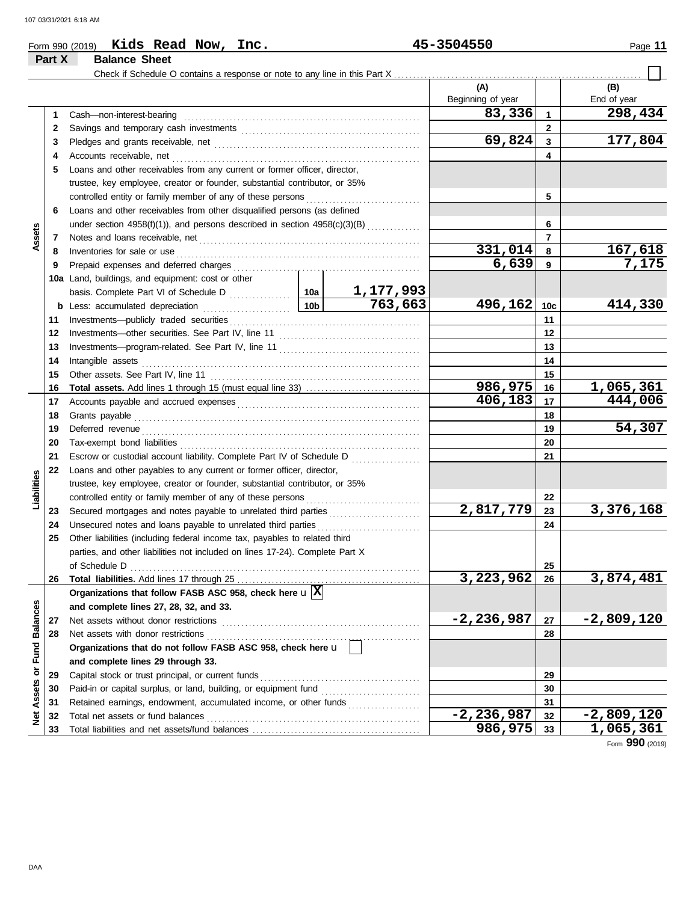Form 990 (2019) **Kids Read Now, Inc.** **45-3504550**

## Part X Balance Sheet

Check if Schedule O contains a response or note to any line in this Part X . . . . . . ☐

| | | | | | (A) Beginning of year | | (B) End of year |
|---|---|---|---|---|---|---|---|
| **Assets** | 1 | Cash—non-interest-bearing | | | 83,336 | 1 | 298,434 |
| | 2 | Savings and temporary cash investments | | | | 2 | |
| | 3 | Pledges and grants receivable, net | | | 69,824 | 3 | 177,804 |
| | 4 | Accounts receivable, net | | | | 4 | |
| | 5 | Loans and other receivables from any current or former officer, director, trustee, key employee, creator or founder, substantial contributor, or 35% controlled entity or family member of any of these persons | | | | 5 | |
| | 6 | Loans and other receivables from other disqualified persons (as defined under section 4958(f)(1)), and persons described in section 4958(c)(3)(B) | | | | 6 | |
| | 7 | Notes and loans receivable, net | | | | 7 | |
| | 8 | Inventories for sale or use | | | 331,014 | 8 | 167,618 |
| | 9 | Prepaid expenses and deferred charges | | | 6,639 | 9 | 7,175 |
| | 10a | Land, buildings, and equipment: cost or other basis. Complete Part VI of Schedule D | 10a | 1,177,993 | | | |
| | b | Less: accumulated depreciation | 10b | 763,663 | 496,162 | 10c | 414,330 |
| | 11 | Investments—publicly traded securities | | | | 11 | |
| | 12 | Investments—other securities. See Part IV, line 11 | | | | 12 | |
| | 13 | Investments—program-related. See Part IV, line 11 | | | | 13 | |
| | 14 | Intangible assets | | | | 14 | |
| | 15 | Other assets. See Part IV, line 11 | | | | 15 | |
| | 16 | **Total assets.** Add lines 1 through 15 (must equal line 33) | | | 986,975 | 16 | 1,065,361 |
| **Liabilities** | 17 | Accounts payable and accrued expenses | | | 406,183 | 17 | 444,006 |
| | 18 | Grants payable | | | | 18 | |
| | 19 | Deferred revenue | | | | 19 | 54,307 |
| | 20 | Tax-exempt bond liabilities | | | | 20 | |
| | 21 | Escrow or custodial account liability. Complete Part IV of Schedule D | | | | 21 | |
| | 22 | Loans and other payables to any current or former officer, director, trustee, key employee, creator or founder, substantial contributor, or 35% controlled entity or family member of any of these persons | | | | 22 | |
| | 23 | Secured mortgages and notes payable to unrelated third parties | | | 2,817,779 | 23 | 3,376,168 |
| | 24 | Unsecured notes and loans payable to unrelated third parties | | | | 24 | |
| | 25 | Other liabilities (including federal income tax, payables to related third parties, and other liabilities not included on lines 17-24). Complete Part X of Schedule D | | | | 25 | |
| | 26 | **Total liabilities.** Add lines 17 through 25 | | | 3,223,962 | 26 | 3,874,481 |
| **Net Assets or Fund Balances** | | **Organizations that follow FASB ASC 958, check here** ☒ **and complete lines 27, 28, 32, and 33.** | | | | | |
| | 27 | Net assets without donor restrictions | | | -2,236,987 | 27 | -2,809,120 |
| | 28 | Net assets with donor restrictions | | | | 28 | |
| | | **Organizations that do not follow FASB ASC 958, check here** ☐ **and complete lines 29 through 33.** | | | | | |
| | 29 | Capital stock or trust principal, or current funds | | | | 29 | |
| | 30 | Paid-in or capital surplus, or land, building, or equipment fund | | | | 30 | |
| | 31 | Retained earnings, endowment, accumulated income, or other funds | | | | 31 | |
| | 32 | Total net assets or fund balances | | | -2,236,987 | 32 | -2,809,120 |
| | 33 | Total liabilities and net assets/fund balances | | | 986,975 | 33 | 1,065,361 |

Form **990** (2019)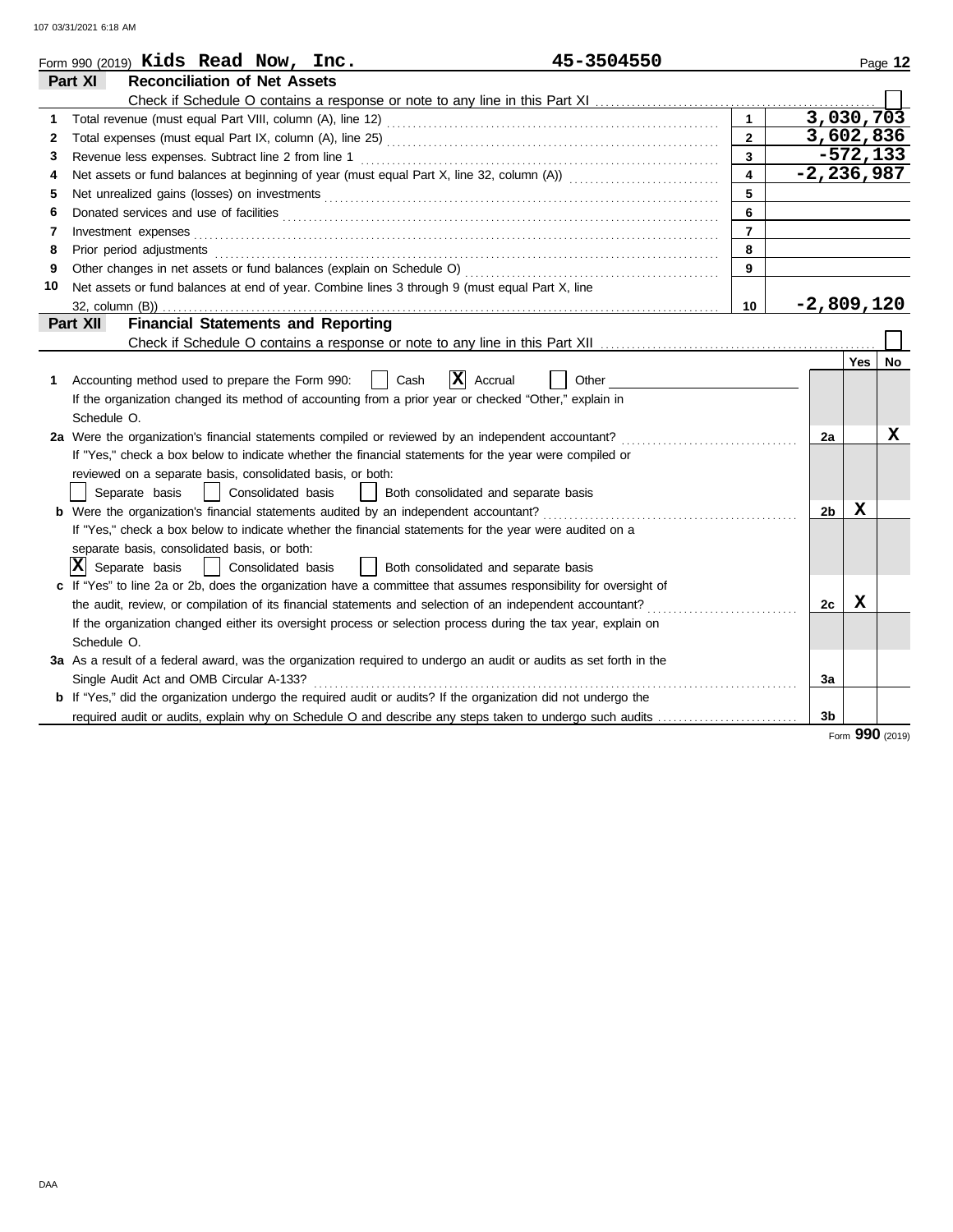Form 990 (2019) **Kids Read Now, Inc.** **45-3504550** Page **12**

## Part XI Reconciliation of Net Assets

Check if Schedule O contains a response or note to any line in this Part XI ☐

| | | | |
|---|---|---|---|
| 1 | Total revenue (must equal Part VIII, column (A), line 12) | 1 | 3,030,703 |
| 2 | Total expenses (must equal Part IX, column (A), line 25) | 2 | 3,602,836 |
| 3 | Revenue less expenses. Subtract line 2 from line 1 | 3 | -572,133 |
| 4 | Net assets or fund balances at beginning of year (must equal Part X, line 32, column (A)) | 4 | -2,236,987 |
| 5 | Net unrealized gains (losses) on investments | 5 | |
| 6 | Donated services and use of facilities | 6 | |
| 7 | Investment expenses | 7 | |
| 8 | Prior period adjustments | 8 | |
| 9 | Other changes in net assets or fund balances (explain on Schedule O) | 9 | |
| 10 | Net assets or fund balances at end of year. Combine lines 3 through 9 (must equal Part X, line 32, column (B)) | 10 | -2,809,120 |

## Part XII Financial Statements and Reporting

Check if Schedule O contains a response or note to any line in this Part XII ☐

| | | | Yes | No |
|---|---|---|---|---|
| 1 | Accounting method used to prepare the Form 990: ☐ Cash ☒ Accrual ☐ Other<br>If the organization changed its method of accounting from a prior year or checked "Other," explain in Schedule O. | | | |
| 2a | Were the organization's financial statements compiled or reviewed by an independent accountant?<br>If "Yes," check a box below to indicate whether the financial statements for the year were compiled or reviewed on a separate basis, consolidated basis, or both:<br>☐ Separate basis ☐ Consolidated basis ☐ Both consolidated and separate basis | 2a | | X |
| b | Were the organization's financial statements audited by an independent accountant?<br>If "Yes," check a box below to indicate whether the financial statements for the year were audited on a separate basis, consolidated basis, or both:<br>☒ Separate basis ☐ Consolidated basis ☐ Both consolidated and separate basis | 2b | X | |
| c | If "Yes" to line 2a or 2b, does the organization have a committee that assumes responsibility for oversight of the audit, review, or compilation of its financial statements and selection of an independent accountant?<br>If the organization changed either its oversight process or selection process during the tax year, explain on Schedule O. | 2c | X | |
| 3a | As a result of a federal award, was the organization required to undergo an audit or audits as set forth in the Single Audit Act and OMB Circular A-133? | 3a | | |
| b | If "Yes," did the organization undergo the required audit or audits? If the organization did not undergo the required audit or audits, explain why on Schedule O and describe any steps taken to undergo such audits | 3b | | |

Form **990** (2019)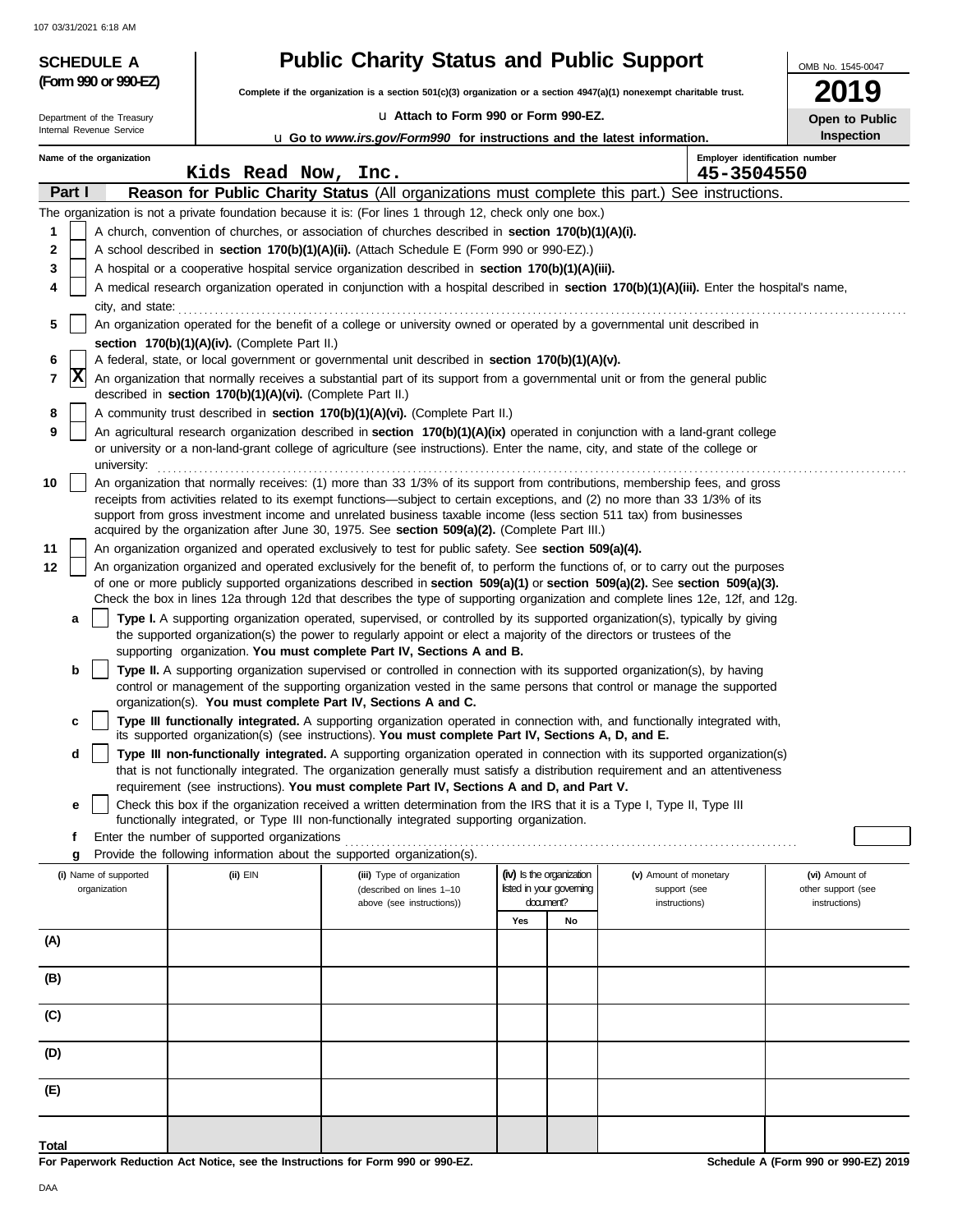**SCHEDULE A (Form 990 or 990-EZ)**

Department of the Treasury
Internal Revenue Service

# Public Charity Status and Public Support

**Complete if the organization is a section 501(c)(3) organization or a section 4947(a)(1) nonexempt charitable trust.**

u **Attach to Form 990 or Form 990-EZ.**

u **Go to *www.irs.gov/Form990* for instructions and the latest information.**

OMB No. 1545-0047

**2019**

**Open to Public Inspection**

Name of the organization: Kids Read Now, Inc.

Employer identification number: 45-3504550

**Part I** **Reason for Public Charity Status** (All organizations must complete this part.) See instructions.

The organization is not a private foundation because it is: (For lines 1 through 12, check only one box.)

1 [ ] A church, convention of churches, or association of churches described in **section 170(b)(1)(A)(i).**

2 [ ] A school described in **section 170(b)(1)(A)(ii).** (Attach Schedule E (Form 990 or 990-EZ).)

3 [ ] A hospital or a cooperative hospital service organization described in **section 170(b)(1)(A)(iii).**

4 [ ] A medical research organization operated in conjunction with a hospital described in **section 170(b)(1)(A)(iii).** Enter the hospital's name, city, and state:

5 [ ] An organization operated for the benefit of a college or university owned or operated by a governmental unit described in **section 170(b)(1)(A)(iv).** (Complete Part II.)

6 [ ] A federal, state, or local government or governmental unit described in **section 170(b)(1)(A)(v).**

7 [X] An organization that normally receives a substantial part of its support from a governmental unit or from the general public described in **section 170(b)(1)(A)(vi).** (Complete Part II.)

8 [ ] A community trust described in **section 170(b)(1)(A)(vi).** (Complete Part II.)

9 [ ] An agricultural research organization described in **section 170(b)(1)(A)(ix)** operated in conjunction with a land-grant college or university or a non-land-grant college of agriculture (see instructions). Enter the name, city, and state of the college or university:

10 [ ] An organization that normally receives: (1) more than 33 1/3% of its support from contributions, membership fees, and gross receipts from activities related to its exempt functions—subject to certain exceptions, and (2) no more than 33 1/3% of its support from gross investment income and unrelated business taxable income (less section 511 tax) from businesses acquired by the organization after June 30, 1975. See **section 509(a)(2).** (Complete Part III.)

11 [ ] An organization organized and operated exclusively to test for public safety. See **section 509(a)(4).**

12 [ ] An organization organized and operated exclusively for the benefit of, to perform the functions of, or to carry out the purposes of one or more publicly supported organizations described in **section 509(a)(1)** or **section 509(a)(2).** See **section 509(a)(3).** Check the box in lines 12a through 12d that describes the type of supporting organization and complete lines 12e, 12f, and 12g.

a [ ] **Type I.** A supporting organization operated, supervised, or controlled by its supported organization(s), typically by giving the supported organization(s) the power to regularly appoint or elect a majority of the directors or trustees of the supporting organization. **You must complete Part IV, Sections A and B.**

b [ ] **Type II.** A supporting organization supervised or controlled in connection with its supported organization(s), by having control or management of the supporting organization vested in the same persons that control or manage the supported organization(s). **You must complete Part IV, Sections A and C.**

c [ ] **Type III functionally integrated.** A supporting organization operated in connection with, and functionally integrated with, its supported organization(s) (see instructions). **You must complete Part IV, Sections A, D, and E.**

d [ ] **Type III non-functionally integrated.** A supporting organization operated in connection with its supported organization(s) that is not functionally integrated. The organization generally must satisfy a distribution requirement and an attentiveness requirement (see instructions). **You must complete Part IV, Sections A and D, and Part V.**

e [ ] Check this box if the organization received a written determination from the IRS that it is a Type I, Type II, Type III functionally integrated, or Type III non-functionally integrated supporting organization.

f Enter the number of supported organizations

g Provide the following information about the supported organization(s).

| (i) Name of supported organization | (ii) EIN | (iii) Type of organization (described on lines 1–10 above (see instructions)) | (iv) Is the organization listed in your governing document? | | (v) Amount of monetary support (see instructions) | (vi) Amount of other support (see instructions) |
|---|---|---|---|---|---|---|
| | | | Yes | No | | |
| (A) | | | | | | |
| (B) | | | | | | |
| (C) | | | | | | |
| (D) | | | | | | |
| (E) | | | | | | |
| Total | | | | | | |

**For Paperwork Reduction Act Notice, see the Instructions for Form 990 or 990-EZ.**

**Schedule A (Form 990 or 990-EZ) 2019**

DAA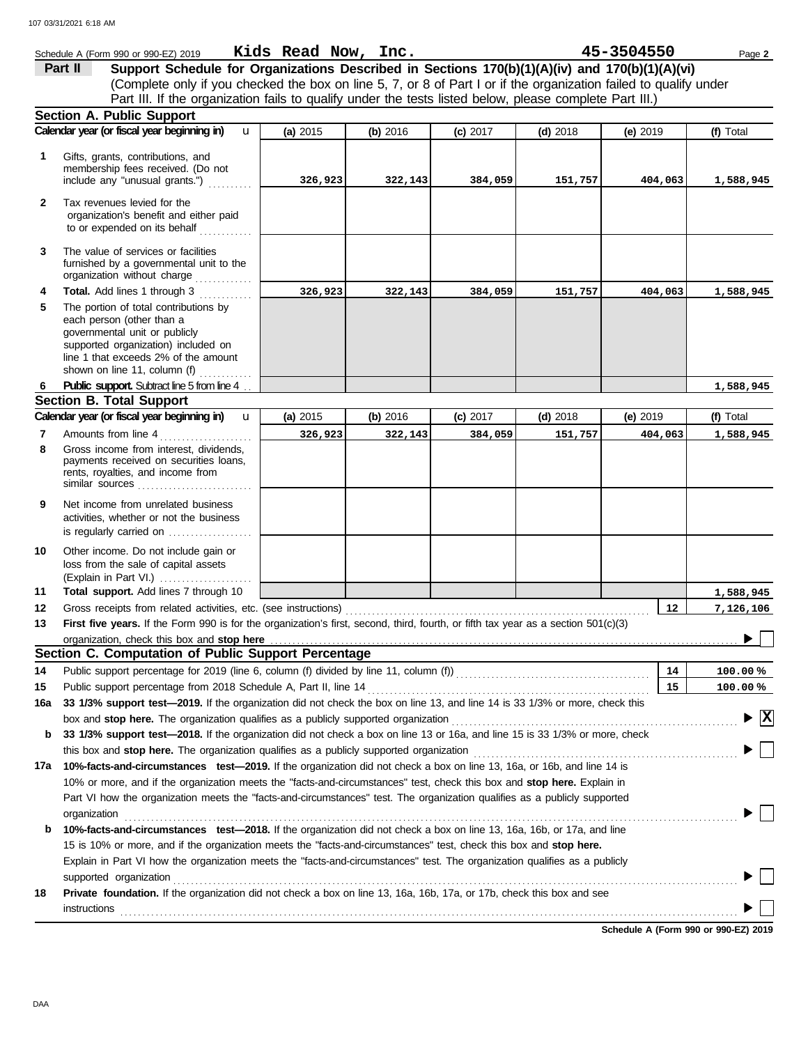Schedule A (Form 990 or 990-EZ) 2019 **Kids Read Now, Inc.** **45-3504550** Page **2**

## Part II Support Schedule for Organizations Described in Sections 170(b)(1)(A)(iv) and 170(b)(1)(A)(vi)

(Complete only if you checked the box on line 5, 7, or 8 of Part I or if the organization failed to qualify under Part III. If the organization fails to qualify under the tests listed below, please complete Part III.)

### Section A. Public Support

| | Calendar year (or fiscal year beginning in) ▸ | (a) 2015 | (b) 2016 | (c) 2017 | (d) 2018 | (e) 2019 | (f) Total |
|---|---|---|---|---|---|---|---|
| 1 | Gifts, grants, contributions, and membership fees received. (Do not include any "unusual grants.") | 326,923 | 322,143 | 384,059 | 151,757 | 404,063 | 1,588,945 |
| 2 | Tax revenues levied for the organization's benefit and either paid to or expended on its behalf | | | | | | |
| 3 | The value of services or facilities furnished by a governmental unit to the organization without charge | | | | | | |
| 4 | **Total.** Add lines 1 through 3 | 326,923 | 322,143 | 384,059 | 151,757 | 404,063 | 1,588,945 |
| 5 | The portion of total contributions by each person (other than a governmental unit or publicly supported organization) included on line 1 that exceeds 2% of the amount shown on line 11, column (f) | | | | | | |
| 6 | **Public support.** Subtract line 5 from line 4 | | | | | | 1,588,945 |

### Section B. Total Support

| | Calendar year (or fiscal year beginning in) ▸ | (a) 2015 | (b) 2016 | (c) 2017 | (d) 2018 | (e) 2019 | (f) Total |
|---|---|---|---|---|---|---|---|
| 7 | Amounts from line 4 | 326,923 | 322,143 | 384,059 | 151,757 | 404,063 | 1,588,945 |
| 8 | Gross income from interest, dividends, payments received on securities loans, rents, royalties, and income from similar sources | | | | | | |
| 9 | Net income from unrelated business activities, whether or not the business is regularly carried on | | | | | | |
| 10 | Other income. Do not include gain or loss from the sale of capital assets (Explain in Part VI.) | | | | | | |
| 11 | **Total support.** Add lines 7 through 10 | | | | | | 1,588,945 |
| 12 | Gross receipts from related activities, etc. (see instructions) | | | | | 12 | 7,126,106 |

**13** **First five years.** If the Form 990 is for the organization's first, second, third, fourth, or fifth tax year as a section 501(c)(3) organization, check this box and **stop here** ▸ ☐

### Section C. Computation of Public Support Percentage

| | | | |
|---|---|---|---|
| 14 | Public support percentage for 2019 (line 6, column (f) divided by line 11, column (f)) | 14 | 100.00 % |
| 15 | Public support percentage from 2018 Schedule A, Part II, line 14 | 15 | 100.00 % |

**16a** **33 1/3% support test—2019.** If the organization did not check the box on line 13, and line 14 is 33 1/3% or more, check this box and **stop here.** The organization qualifies as a publicly supported organization ▸ ☒

**b** **33 1/3% support test—2018.** If the organization did not check a box on line 13 or 16a, and line 15 is 33 1/3% or more, check this box and **stop here.** The organization qualifies as a publicly supported organization ▸ ☐

**17a** **10%-facts-and-circumstances test—2019.** If the organization did not check a box on line 13, 16a, or 16b, and line 14 is 10% or more, and if the organization meets the "facts-and-circumstances" test, check this box and **stop here.** Explain in Part VI how the organization meets the "facts-and-circumstances" test. The organization qualifies as a publicly supported organization ▸ ☐

**b** **10%-facts-and-circumstances test—2018.** If the organization did not check a box on line 13, 16a, 16b, or 17a, and line 15 is 10% or more, and if the organization meets the "facts-and-circumstances" test, check this box and **stop here.** Explain in Part VI how the organization meets the "facts-and-circumstances" test. The organization qualifies as a publicly supported organization ▸ ☐

**18** **Private foundation.** If the organization did not check a box on line 13, 16a, 16b, 17a, or 17b, check this box and see instructions ▸ ☐

**Schedule A (Form 990 or 990-EZ) 2019**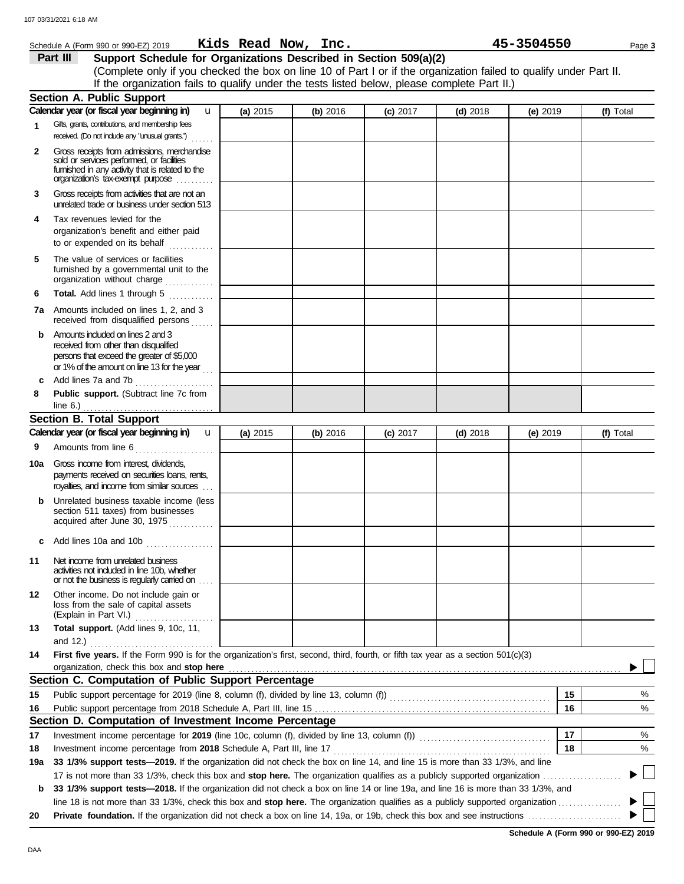Schedule A (Form 990 or 990-EZ) 2019 **Kids Read Now, Inc.** **45-3504550** Page **3**

## Part III Support Schedule for Organizations Described in Section 509(a)(2)

(Complete only if you checked the box on line 10 of Part I or if the organization failed to qualify under Part II. If the organization fails to qualify under the tests listed below, please complete Part II.)

### Section A. Public Support

| Calendar year (or fiscal year beginning in) | (a) 2015 | (b) 2016 | (c) 2017 | (d) 2018 | (e) 2019 | (f) Total |
|---|---|---|---|---|---|---|
| **1** Gifts, grants, contributions, and membership fees received. (Do not include any "unusual grants.") | | | | | | |
| **2** Gross receipts from admissions, merchandise sold or services performed, or facilities furnished in any activity that is related to the organization's tax-exempt purpose | | | | | | |
| **3** Gross receipts from activities that are not an unrelated trade or business under section 513 | | | | | | |
| **4** Tax revenues levied for the organization's benefit and either paid to or expended on its behalf | | | | | | |
| **5** The value of services or facilities furnished by a governmental unit to the organization without charge | | | | | | |
| **6** **Total.** Add lines 1 through 5 | | | | | | |
| **7a** Amounts included on lines 1, 2, and 3 received from disqualified persons | | | | | | |
| **b** Amounts included on lines 2 and 3 received from other than disqualified persons that exceed the greater of $5,000 or 1% of the amount on line 13 for the year | | | | | | |
| **c** Add lines 7a and 7b | | | | | | |
| **8** **Public support.** (Subtract line 7c from line 6.) | | | | | | |

### Section B. Total Support

| Calendar year (or fiscal year beginning in) | (a) 2015 | (b) 2016 | (c) 2017 | (d) 2018 | (e) 2019 | (f) Total |
|---|---|---|---|---|---|---|
| **9** Amounts from line 6 | | | | | | |
| **10a** Gross income from interest, dividends, payments received on securities loans, rents, royalties, and income from similar sources | | | | | | |
| **b** Unrelated business taxable income (less section 511 taxes) from businesses acquired after June 30, 1975 | | | | | | |
| **c** Add lines 10a and 10b | | | | | | |
| **11** Net income from unrelated business activities not included in line 10b, whether or not the business is regularly carried on | | | | | | |
| **12** Other income. Do not include gain or loss from the sale of capital assets (Explain in Part VI.) | | | | | | |
| **13** **Total support.** (Add lines 9, 10c, 11, and 12.) | | | | | | |

**14** **First five years.** If the Form 990 is for the organization's first, second, third, fourth, or fifth tax year as a section 501(c)(3) organization, check this box and **stop here** ☐

### Section C. Computation of Public Support Percentage

| | | | |
|---|---|---|---|
| **15** | Public support percentage for 2019 (line 8, column (f)), divided by line 13, column (f)) | **15** | % |
| **16** | Public support percentage from 2018 Schedule A, Part III, line 15 | **16** | % |

### Section D. Computation of Investment Income Percentage

| | | | |
|---|---|---|---|
| **17** | Investment income percentage for **2019** (line 10c, column (f), divided by line 13, column (f)) | **17** | % |
| **18** | Investment income percentage from **2018** Schedule A, Part III, line 17 | **18** | % |

**19a** **33 1/3% support tests—2019.** If the organization did not check the box on line 14, and line 15 is more than 33 1/3%, and line 17 is not more than 33 1/3%, check this box and **stop here.** The organization qualifies as a publicly supported organization ☐

**b** **33 1/3% support tests—2018.** If the organization did not check a box on line 14 or line 19a, and line 16 is more than 33 1/3%, and line 18 is not more than 33 1/3%, check this box and **stop here.** The organization qualifies as a publicly supported organization ☐

**20** **Private foundation.** If the organization did not check a box on line 14, 19a, or 19b, check this box and see instructions ☐

**Schedule A (Form 990 or 990-EZ) 2019**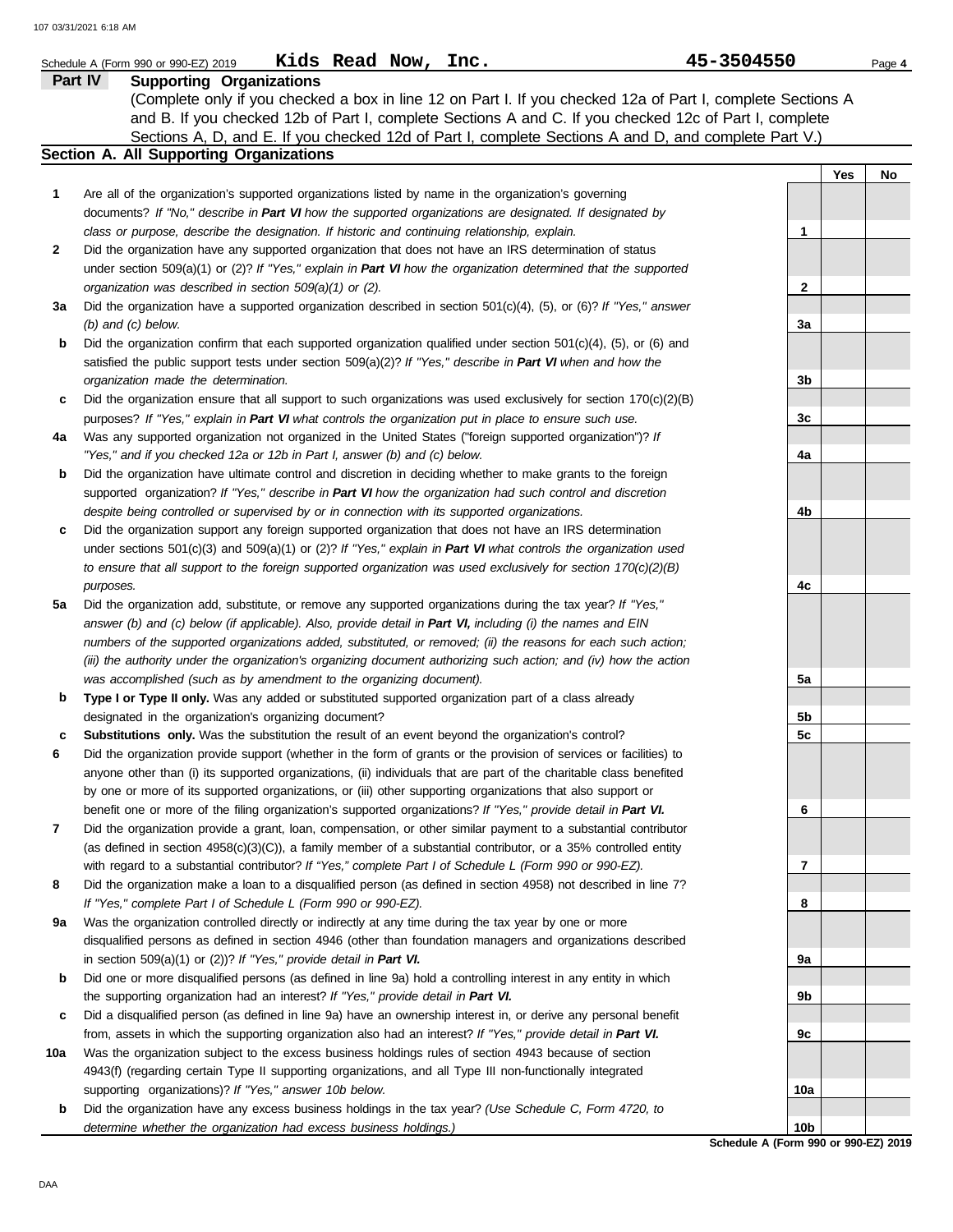Schedule A (Form 990 or 990-EZ) 2019 **Kids Read Now, Inc.** **45-3504550** Page **4**

## Part IV Supporting Organizations

(Complete only if you checked a box in line 12 on Part I. If you checked 12a of Part I, complete Sections A and B. If you checked 12b of Part I, complete Sections A and C. If you checked 12c of Part I, complete Sections A, D, and E. If you checked 12d of Part I, complete Sections A and D, and complete Part V.)

### Section A. All Supporting Organizations

| | | | Yes | No |
|---|---|---|---|---|
| **1** | Are all of the organization's supported organizations listed by name in the organization's governing documents? *If "No," describe in **Part VI** how the supported organizations are designated. If designated by class or purpose, describe the designation. If historic and continuing relationship, explain.* | **1** | | |
| **2** | Did the organization have any supported organization that does not have an IRS determination of status under section 509(a)(1) or (2)? *If "Yes," explain in **Part VI** how the organization determined that the supported organization was described in section 509(a)(1) or (2).* | **2** | | |
| **3a** | Did the organization have a supported organization described in section 501(c)(4), (5), or (6)? *If "Yes," answer (b) and (c) below.* | **3a** | | |
| **b** | Did the organization confirm that each supported organization qualified under section 501(c)(4), (5), or (6) and satisfied the public support tests under section 509(a)(2)? *If "Yes," describe in **Part VI** when and how the organization made the determination.* | **3b** | | |
| **c** | Did the organization ensure that all support to such organizations was used exclusively for section 170(c)(2)(B) purposes? *If "Yes," explain in **Part VI** what controls the organization put in place to ensure such use.* | **3c** | | |
| **4a** | Was any supported organization not organized in the United States ("foreign supported organization")? *If "Yes," and if you checked 12a or 12b in Part I, answer (b) and (c) below.* | **4a** | | |
| **b** | Did the organization have ultimate control and discretion in deciding whether to make grants to the foreign supported organization? *If "Yes," describe in **Part VI** how the organization had such control and discretion despite being controlled or supervised by or in connection with its supported organizations.* | **4b** | | |
| **c** | Did the organization support any foreign supported organization that does not have an IRS determination under sections 501(c)(3) and 509(a)(1) or (2)? *If "Yes," explain in **Part VI** what controls the organization used to ensure that all support to the foreign supported organization was used exclusively for section 170(c)(2)(B) purposes.* | **4c** | | |
| **5a** | Did the organization add, substitute, or remove any supported organizations during the tax year? *If "Yes," answer (b) and (c) below (if applicable). Also, provide detail in **Part VI,** including (i) the names and EIN numbers of the supported organizations added, substituted, or removed; (ii) the reasons for each such action; (iii) the authority under the organization's organizing document authorizing such action; and (iv) how the action was accomplished (such as by amendment to the organizing document).* | **5a** | | |
| **b** | **Type I or Type II only.** Was any added or substituted supported organization part of a class already designated in the organization's organizing document? | **5b** | | |
| **c** | **Substitutions only.** Was the substitution the result of an event beyond the organization's control? | **5c** | | |
| **6** | Did the organization provide support (whether in the form of grants or the provision of services or facilities) to anyone other than (i) its supported organizations, (ii) individuals that are part of the charitable class benefited by one or more of its supported organizations, or (iii) other supporting organizations that also support or benefit one or more of the filing organization's supported organizations? *If "Yes," provide detail in **Part VI.*** | **6** | | |
| **7** | Did the organization provide a grant, loan, compensation, or other similar payment to a substantial contributor (as defined in section 4958(c)(3)(C)), a family member of a substantial contributor, or a 35% controlled entity with regard to a substantial contributor? *If "Yes," complete Part I of Schedule L (Form 990 or 990-EZ).* | **7** | | |
| **8** | Did the organization make a loan to a disqualified person (as defined in section 4958) not described in line 7? *If "Yes," complete Part I of Schedule L (Form 990 or 990-EZ).* | **8** | | |
| **9a** | Was the organization controlled directly or indirectly at any time during the tax year by one or more disqualified persons as defined in section 4946 (other than foundation managers and organizations described in section 509(a)(1) or (2))? *If "Yes," provide detail in **Part VI.*** | **9a** | | |
| **b** | Did one or more disqualified persons (as defined in line 9a) hold a controlling interest in any entity in which the supporting organization had an interest? *If "Yes," provide detail in **Part VI.*** | **9b** | | |
| **c** | Did a disqualified person (as defined in line 9a) have an ownership interest in, or derive any personal benefit from, assets in which the supporting organization also had an interest? *If "Yes," provide detail in **Part VI.*** | **9c** | | |
| **10a** | Was the organization subject to the excess business holdings rules of section 4943 because of section 4943(f) (regarding certain Type II supporting organizations, and all Type III non-functionally integrated supporting organizations)? *If "Yes," answer 10b below.* | **10a** | | |
| **b** | Did the organization have any excess business holdings in the tax year? *(Use Schedule C, Form 4720, to determine whether the organization had excess business holdings.)* | **10b** | | |

**Schedule A (Form 990 or 990-EZ) 2019**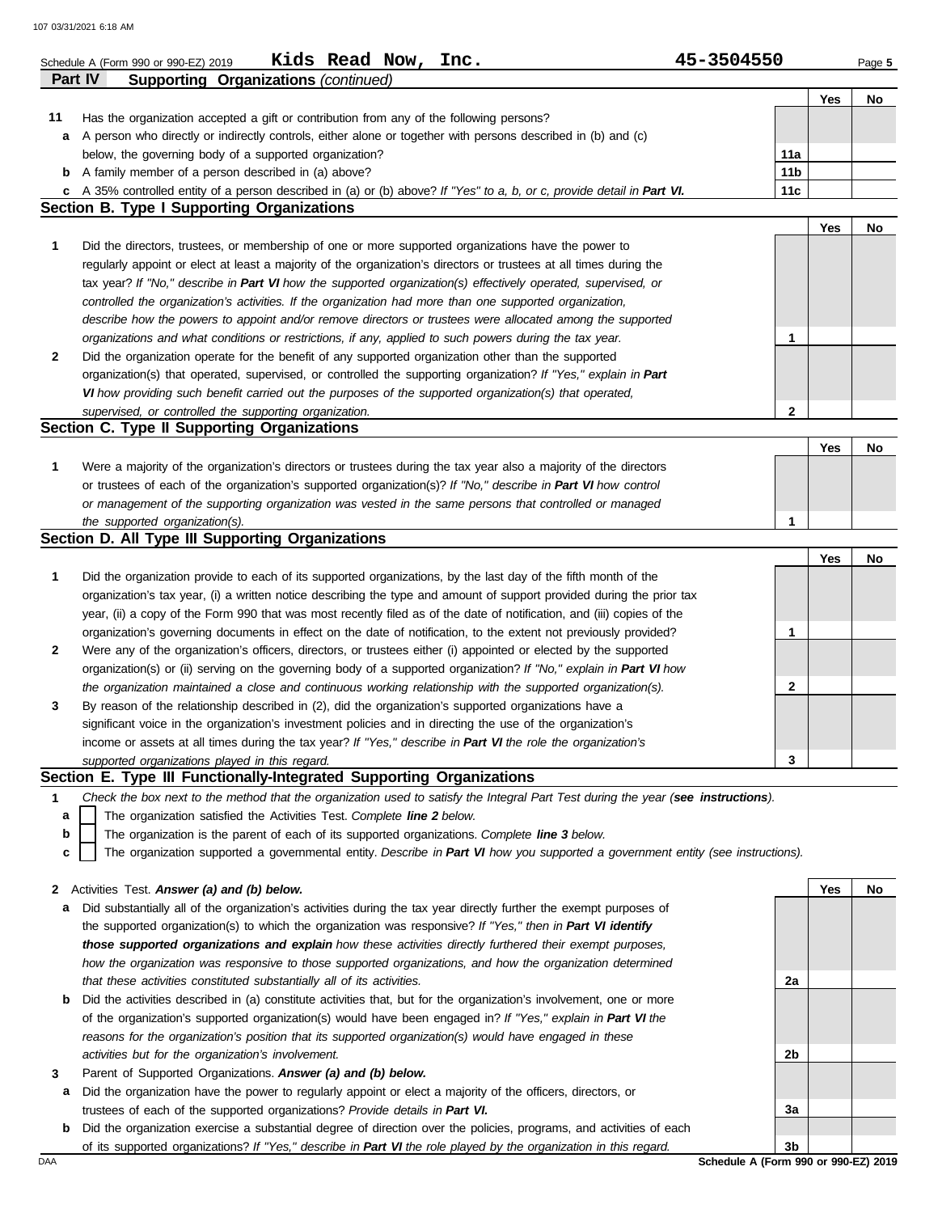Schedule A (Form 990 or 990-EZ) 2019 **Kids Read Now, Inc.** **45-3504550**

## Part IV Supporting Organizations *(continued)*

| | | | Yes | No |
|---|---|---|---|---|
| **11** | Has the organization accepted a gift or contribution from any of the following persons? | | | |
| **a** | A person who directly or indirectly controls, either alone or together with persons described in (b) and (c) below, the governing body of a supported organization? | **11a** | | |
| **b** | A family member of a person described in (a) above? | **11b** | | |
| **c** | A 35% controlled entity of a person described in (a) or (b) above? *If "Yes" to a, b, or c, provide detail in **Part VI.*** | **11c** | | |

### Section B. Type I Supporting Organizations

| | | | Yes | No |
|---|---|---|---|---|
| **1** | Did the directors, trustees, or membership of one or more supported organizations have the power to regularly appoint or elect at least a majority of the organization's directors or trustees at all times during the tax year? *If "No," describe in **Part VI** how the supported organization(s) effectively operated, supervised, or controlled the organization's activities. If the organization had more than one supported organization, describe how the powers to appoint and/or remove directors or trustees were allocated among the supported organizations and what conditions or restrictions, if any, applied to such powers during the tax year.* | **1** | | |
| **2** | Did the organization operate for the benefit of any supported organization other than the supported organization(s) that operated, supervised, or controlled the supporting organization? *If "Yes," explain in **Part VI** how providing such benefit carried out the purposes of the supported organization(s) that operated, supervised, or controlled the supporting organization.* | **2** | | |

### Section C. Type II Supporting Organizations

| | | | Yes | No |
|---|---|---|---|---|
| **1** | Were a majority of the organization's directors or trustees during the tax year also a majority of the directors or trustees of each of the organization's supported organization(s)? *If "No," describe in **Part VI** how control or management of the supporting organization was vested in the same persons that controlled or managed the supported organization(s).* | **1** | | |

### Section D. All Type III Supporting Organizations

| | | | Yes | No |
|---|---|---|---|---|
| **1** | Did the organization provide to each of its supported organizations, by the last day of the fifth month of the organization's tax year, (i) a written notice describing the type and amount of support provided during the prior tax year, (ii) a copy of the Form 990 that was most recently filed as of the date of notification, and (iii) copies of the organization's governing documents in effect on the date of notification, to the extent not previously provided? | **1** | | |
| **2** | Were any of the organization's officers, directors, or trustees either (i) appointed or elected by the supported organization(s) or (ii) serving on the governing body of a supported organization? *If "No," explain in **Part VI** how the organization maintained a close and continuous working relationship with the supported organization(s).* | **2** | | |
| **3** | By reason of the relationship described in (2), did the organization's supported organizations have a significant voice in the organization's investment policies and in directing the use of the organization's income or assets at all times during the tax year? *If "Yes," describe in **Part VI** the role the organization's supported organizations played in this regard.* | **3** | | |

### Section E. Type III Functionally-Integrated Supporting Organizations

**1** *Check the box next to the method that the organization used to satisfy the Integral Part Test during the year (**see instructions**).*

- **a** ☐ The organization satisfied the Activities Test. *Complete **line 2** below.*
- **b** ☐ The organization is the parent of each of its supported organizations. *Complete **line 3** below.*
- **c** ☐ The organization supported a governmental entity. *Describe in **Part VI** how you supported a government entity (see instructions).*

| | | | Yes | No |
|---|---|---|---|---|
| **2** | Activities Test. ***Answer (a) and (b) below.*** | | | |
| **a** | Did substantially all of the organization's activities during the tax year directly further the exempt purposes of the supported organization(s) to which the organization was responsive? *If "Yes," then in **Part VI identify those supported organizations and explain** how these activities directly furthered their exempt purposes, how the organization was responsive to those supported organizations, and how the organization determined that these activities constituted substantially all of its activities.* | **2a** | | |
| **b** | Did the activities described in (a) constitute activities that, but for the organization's involvement, one or more of the organization's supported organization(s) would have been engaged in? *If "Yes," explain in **Part VI** the reasons for the organization's position that its supported organization(s) would have engaged in these activities but for the organization's involvement.* | **2b** | | |
| **3** | Parent of Supported Organizations. ***Answer (a) and (b) below.*** | | | |
| **a** | Did the organization have the power to regularly appoint or elect a majority of the officers, directors, or trustees of each of the supported organizations? *Provide details in **Part VI.*** | **3a** | | |
| **b** | Did the organization exercise a substantial degree of direction over the policies, programs, and activities of each of its supported organizations? *If "Yes," describe in **Part VI** the role played by the organization in this regard.* | **3b** | | |

**Schedule A (Form 990 or 990-EZ) 2019**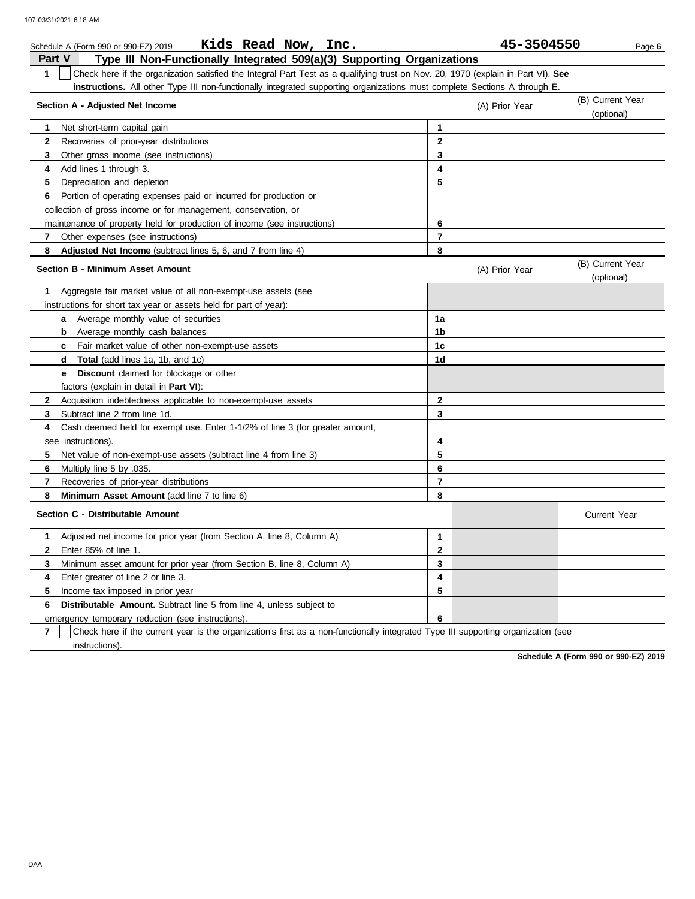Schedule A (Form 990 or 990-EZ) 2019 **Kids Read Now, Inc.** **45-3504550**

## Part V Type III Non-Functionally Integrated 509(a)(3) Supporting Organizations

**1** ☐ Check here if the organization satisfied the Integral Part Test as a qualifying trust on Nov. 20, 1970 (explain in Part VI). **See instructions.** All other Type III non-functionally integrated supporting organizations must complete Sections A through E.

| Section A - Adjusted Net Income | | (A) Prior Year | (B) Current Year (optional) |
|---|---|---|---|
| **1** Net short-term capital gain | 1 | | |
| **2** Recoveries of prior-year distributions | 2 | | |
| **3** Other gross income (see instructions) | 3 | | |
| **4** Add lines 1 through 3. | 4 | | |
| **5** Depreciation and depletion | 5 | | |
| **6** Portion of operating expenses paid or incurred for production or collection of gross income or for management, conservation, or maintenance of property held for production of income (see instructions) | 6 | | |
| **7** Other expenses (see instructions) | 7 | | |
| **8** **Adjusted Net Income** (subtract lines 5, 6, and 7 from line 4) | 8 | | |

| Section B - Minimum Asset Amount | | (A) Prior Year | (B) Current Year (optional) |
|---|---|---|---|
| **1** Aggregate fair market value of all non-exempt-use assets (see instructions for short tax year or assets held for part of year): | | | |
| **a** Average monthly value of securities | 1a | | |
| **b** Average monthly cash balances | 1b | | |
| **c** Fair market value of other non-exempt-use assets | 1c | | |
| **d** **Total** (add lines 1a, 1b, and 1c) | 1d | | |
| **e** **Discount** claimed for blockage or other factors (explain in detail in **Part VI**): | | | |
| **2** Acquisition indebtedness applicable to non-exempt-use assets | 2 | | |
| **3** Subtract line 2 from line 1d. | 3 | | |
| **4** Cash deemed held for exempt use. Enter 1-1/2% of line 3 (for greater amount, see instructions). | 4 | | |
| **5** Net value of non-exempt-use assets (subtract line 4 from line 3) | 5 | | |
| **6** Multiply line 5 by .035. | 6 | | |
| **7** Recoveries of prior-year distributions | 7 | | |
| **8** **Minimum Asset Amount** (add line 7 to line 6) | 8 | | |

| Section C - Distributable Amount | | | Current Year |
|---|---|---|---|
| **1** Adjusted net income for prior year (from Section A, line 8, Column A) | 1 | | |
| **2** Enter 85% of line 1. | 2 | | |
| **3** Minimum asset amount for prior year (from Section B, line 8, Column A) | 3 | | |
| **4** Enter greater of line 2 or line 3. | 4 | | |
| **5** Income tax imposed in prior year | 5 | | |
| **6** **Distributable Amount.** Subtract line 5 from line 4, unless subject to emergency temporary reduction (see instructions). | 6 | | |

**7** ☐ Check here if the current year is the organization's first as a non-functionally integrated Type III supporting organization (see instructions).

**Schedule A (Form 990 or 990-EZ) 2019**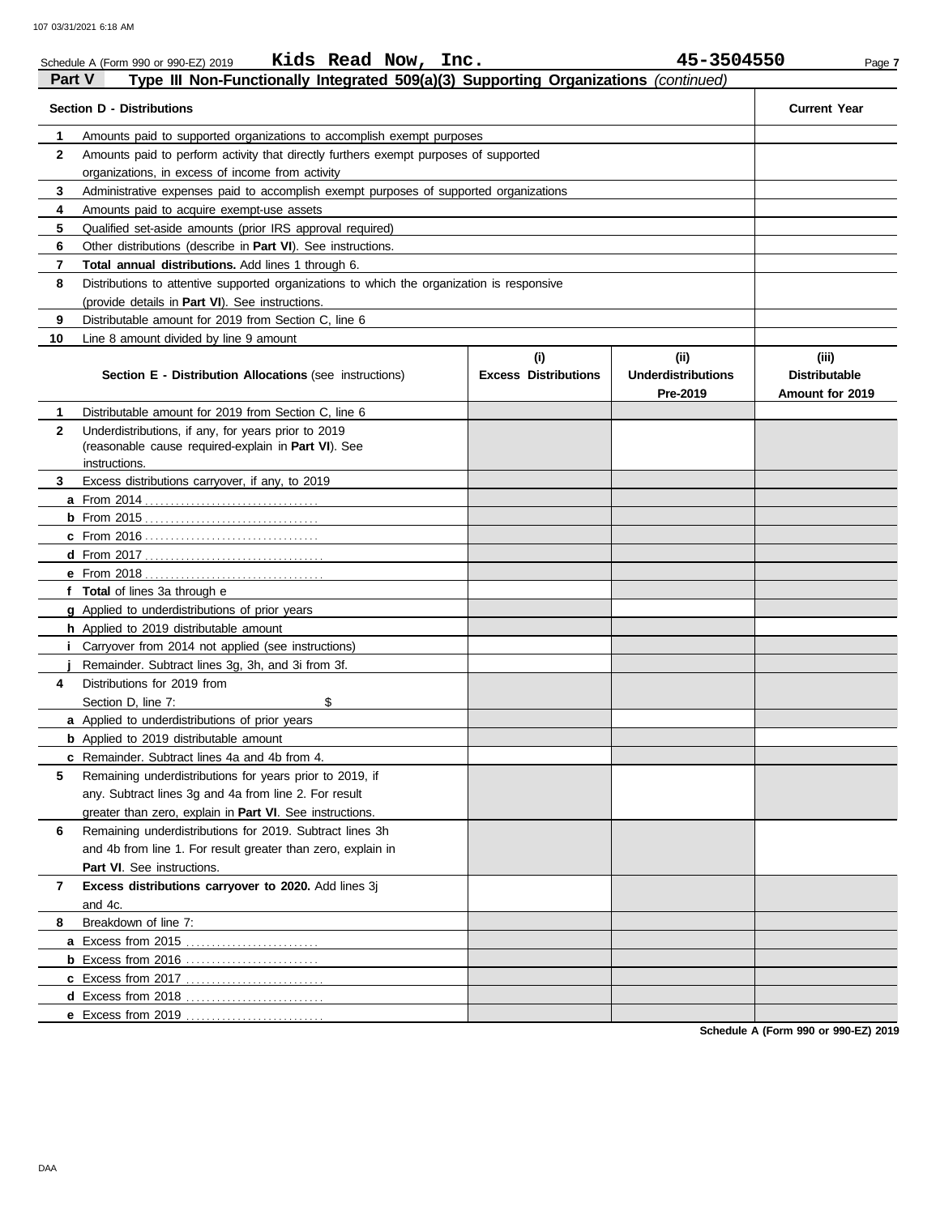Schedule A (Form 990 or 990-EZ) 2019 **Kids Read Now, Inc.** **45-3504550**

## Part V — Type III Non-Functionally Integrated 509(a)(3) Supporting Organizations *(continued)*

| **Section D - Distributions** | | **Current Year** |
|---|---|---|
| **1** | Amounts paid to supported organizations to accomplish exempt purposes | |
| **2** | Amounts paid to perform activity that directly furthers exempt purposes of supported organizations, in excess of income from activity | |
| **3** | Administrative expenses paid to accomplish exempt purposes of supported organizations | |
| **4** | Amounts paid to acquire exempt-use assets | |
| **5** | Qualified set-aside amounts (prior IRS approval required) | |
| **6** | Other distributions (describe in **Part VI**). See instructions. | |
| **7** | **Total annual distributions.** Add lines 1 through 6. | |
| **8** | Distributions to attentive supported organizations to which the organization is responsive (provide details in **Part VI**). See instructions. | |
| **9** | Distributable amount for 2019 from Section C, line 6 | |
| **10** | Line 8 amount divided by line 9 amount | |

| | **Section E - Distribution Allocations** (see instructions) | **(i) Excess Distributions** | **(ii) Underdistributions Pre-2019** | **(iii) Distributable Amount for 2019** |
|---|---|---|---|---|
| **1** | Distributable amount for 2019 from Section C, line 6 | | | |
| **2** | Underdistributions, if any, for years prior to 2019 (reasonable cause required-explain in **Part VI**). See instructions. | | | |
| **3** | Excess distributions carryover, if any, to 2019 | | | |
| **a** | From 2014 | | | |
| **b** | From 2015 | | | |
| **c** | From 2016 | | | |
| **d** | From 2017 | | | |
| **e** | From 2018 | | | |
| **f** | **Total** of lines 3a through e | | | |
| **g** | Applied to underdistributions of prior years | | | |
| **h** | Applied to 2019 distributable amount | | | |
| **i** | Carryover from 2014 not applied (see instructions) | | | |
| **j** | Remainder. Subtract lines 3g, 3h, and 3i from 3f. | | | |
| **4** | Distributions for 2019 from Section D, line 7: $ | | | |
| **a** | Applied to underdistributions of prior years | | | |
| **b** | Applied to 2019 distributable amount | | | |
| **c** | Remainder. Subtract lines 4a and 4b from 4. | | | |
| **5** | Remaining underdistributions for years prior to 2019, if any. Subtract lines 3g and 4a from line 2. For result greater than zero, explain in **Part VI**. See instructions. | | | |
| **6** | Remaining underdistributions for 2019. Subtract lines 3h and 4b from line 1. For result greater than zero, explain in **Part VI**. See instructions. | | | |
| **7** | **Excess distributions carryover to 2020.** Add lines 3j and 4c. | | | |
| **8** | Breakdown of line 7: | | | |
| **a** | Excess from 2015 | | | |
| **b** | Excess from 2016 | | | |
| **c** | Excess from 2017 | | | |
| **d** | Excess from 2018 | | | |
| **e** | Excess from 2019 | | | |

**Schedule A (Form 990 or 990-EZ) 2019**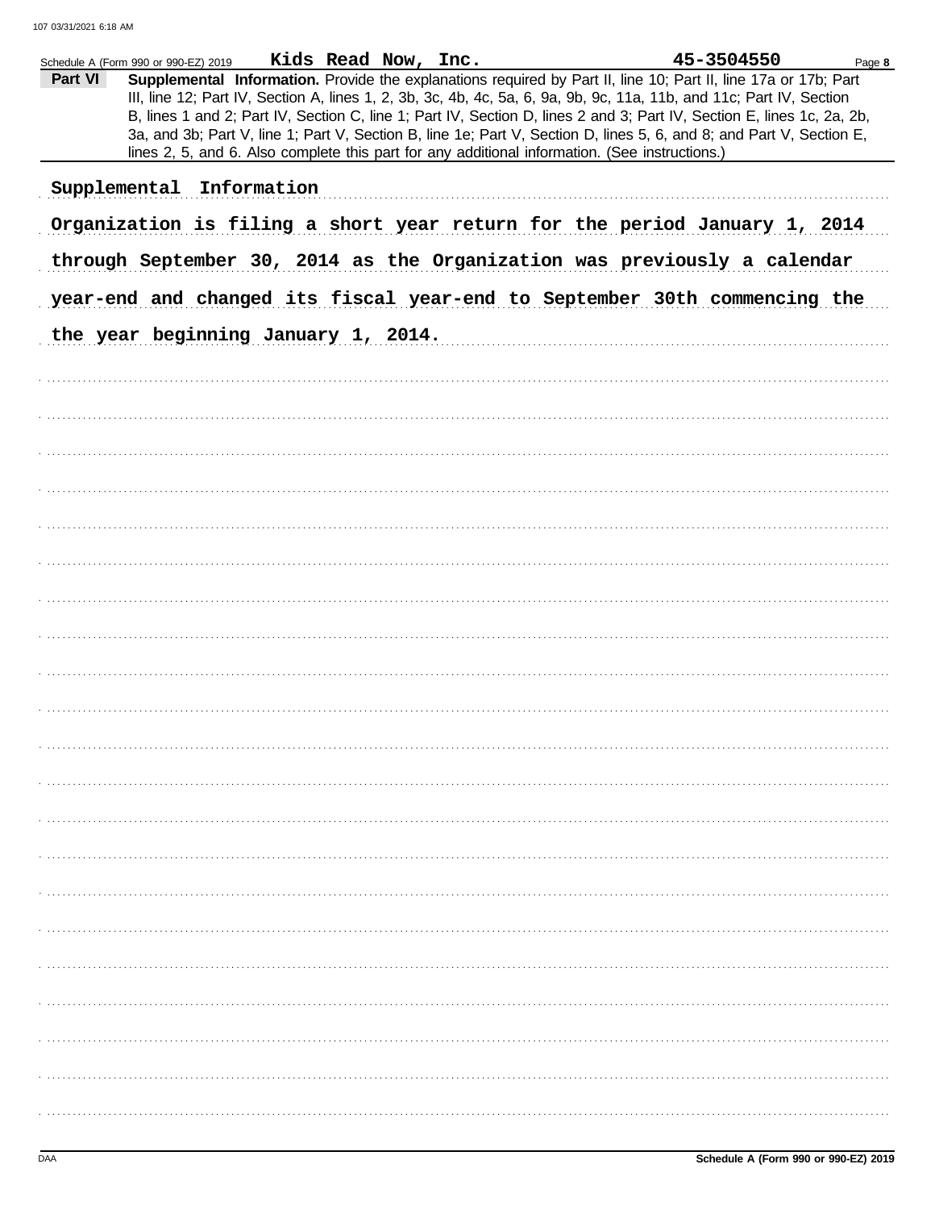Schedule A (Form 990 or 990-EZ) 2019 **Kids Read Now, Inc.** **45-3504550**

**Part VI** **Supplemental Information.** Provide the explanations required by Part II, line 10; Part II, line 17a or 17b; Part III, line 12; Part IV, Section A, lines 1, 2, 3b, 3c, 4b, 4c, 5a, 6, 9a, 9b, 9c, 11a, 11b, and 11c; Part IV, Section B, lines 1 and 2; Part IV, Section C, line 1; Part IV, Section D, lines 2 and 3; Part IV, Section E, lines 1c, 2a, 2b, 3a, and 3b; Part V, line 1; Part V, Section B, line 1e; Part V, Section D, lines 5, 6, and 8; and Part V, Section E, lines 2, 5, and 6. Also complete this part for any additional information. (See instructions.)

Supplemental Information

Organization is filing a short year return for the period January 1, 2014 through September 30, 2014 as the Organization was previously a calendar year-end and changed its fiscal year-end to September 30th commencing the the year beginning January 1, 2014.

DAA **Schedule A (Form 990 or 990-EZ) 2019**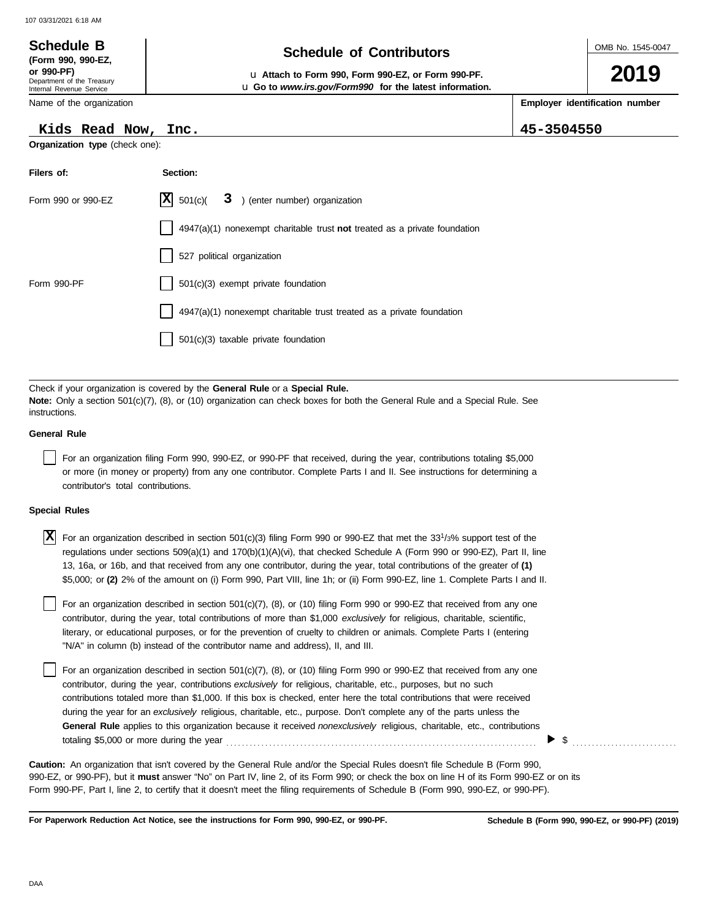**Schedule B**
**(Form 990, 990-EZ, or 990-PF)**
Department of the Treasury
Internal Revenue Service

# Schedule of Contributors

u **Attach to Form 990, Form 990-EZ, or Form 990-PF.**
u **Go to *www.irs.gov/Form990* for the latest information.**

OMB No. 1545-0047

**2019**

| Name of the organization | Employer identification number |
|---|---|
| Kids Read Now, Inc. | 45-3504550 |

**Organization type** (check one):

| Filers of: | Section: |
|---|---|
| Form 990 or 990-EZ | [X] 501(c)( 3 ) (enter number) organization |
| | [ ] 4947(a)(1) nonexempt charitable trust **not** treated as a private foundation |
| | [ ] 527 political organization |
| Form 990-PF | [ ] 501(c)(3) exempt private foundation |
| | [ ] 4947(a)(1) nonexempt charitable trust treated as a private foundation |
| | [ ] 501(c)(3) taxable private foundation |

Check if your organization is covered by the **General Rule** or a **Special Rule.**
**Note:** Only a section 501(c)(7), (8), or (10) organization can check boxes for both the General Rule and a Special Rule. See instructions.

**General Rule**

[ ] For an organization filing Form 990, 990-EZ, or 990-PF that received, during the year, contributions totaling $5,000 or more (in money or property) from any one contributor. Complete Parts I and II. See instructions for determining a contributor's total contributions.

**Special Rules**

[X] For an organization described in section 501(c)(3) filing Form 990 or 990-EZ that met the 33 1/3% support test of the regulations under sections 509(a)(1) and 170(b)(1)(A)(vi), that checked Schedule A (Form 990 or 990-EZ), Part II, line 13, 16a, or 16b, and that received from any one contributor, during the year, total contributions of the greater of **(1)** $5,000; or **(2)** 2% of the amount on (i) Form 990, Part VIII, line 1h; or (ii) Form 990-EZ, line 1. Complete Parts I and II.

[ ] For an organization described in section 501(c)(7), (8), or (10) filing Form 990 or 990-EZ that received from any one contributor, during the year, total contributions of more than $1,000 *exclusively* for religious, charitable, scientific, literary, or educational purposes, or for the prevention of cruelty to children or animals. Complete Parts I (entering "N/A" in column (b) instead of the contributor name and address), II, and III.

[ ] For an organization described in section 501(c)(7), (8), or (10) filing Form 990 or 990-EZ that received from any one contributor, during the year, contributions *exclusively* for religious, charitable, etc., purposes, but no such contributions totaled more than $1,000. If this box is checked, enter here the total contributions that were received during the year for an *exclusively* religious, charitable, etc., purpose. Don't complete any of the parts unless the **General Rule** applies to this organization because it received *nonexclusively* religious, charitable, etc., contributions totaling $5,000 or more during the year . . . . . . . . . . ▶ $ . . . . . . . . . .

**Caution:** An organization that isn't covered by the General Rule and/or the Special Rules doesn't file Schedule B (Form 990, 990-EZ, or 990-PF), but it **must** answer "No" on Part IV, line 2, of its Form 990; or check the box on line H of its Form 990-EZ or on its Form 990-PF, Part I, line 2, to certify that it doesn't meet the filing requirements of Schedule B (Form 990, 990-EZ, or 990-PF).

**For Paperwork Reduction Act Notice, see the instructions for Form 990, 990-EZ, or 990-PF.** **Schedule B (Form 990, 990-EZ, or 990-PF) (2019)**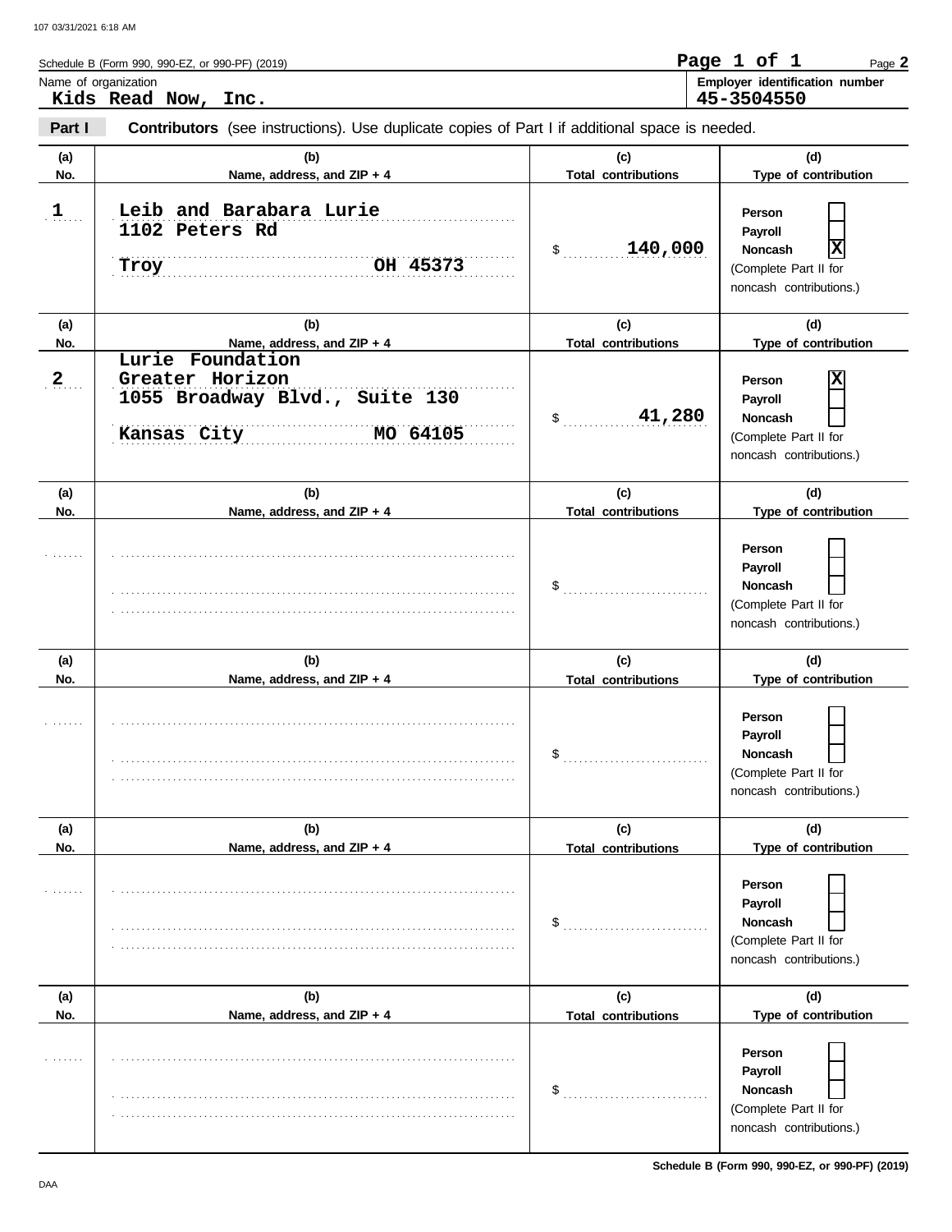Schedule B (Form 990, 990-EZ, or 990-PF) (2019)

Name of organization: **Kids Read Now, Inc.**

Employer identification number: **45-3504550**

**Part I** **Contributors** (see instructions). Use duplicate copies of Part I if additional space is needed.

| (a) No. | (b) Name, address, and ZIP + 4 | (c) Total contributions | (d) Type of contribution |
|---|---|---|---|
| 1 | Leib and Barabara Lurie<br>1102 Peters Rd<br>Troy OH 45373 | $ 140,000 | Person [ ]<br>Payroll [ ]<br>Noncash [X]<br>(Complete Part II for noncash contributions.) |
| 2 | Lurie Foundation<br>Greater Horizon<br>1055 Broadway Blvd., Suite 130<br>Kansas City MO 64105 | $ 41,280 | Person [X]<br>Payroll [ ]<br>Noncash [ ]<br>(Complete Part II for noncash contributions.) |
| | | $ | Person [ ]<br>Payroll [ ]<br>Noncash [ ]<br>(Complete Part II for noncash contributions.) |
| | | $ | Person [ ]<br>Payroll [ ]<br>Noncash [ ]<br>(Complete Part II for noncash contributions.) |
| | | $ | Person [ ]<br>Payroll [ ]<br>Noncash [ ]<br>(Complete Part II for noncash contributions.) |
| | | $ | Person [ ]<br>Payroll [ ]<br>Noncash [ ]<br>(Complete Part II for noncash contributions.) |

Schedule B (Form 990, 990-EZ, or 990-PF) (2019)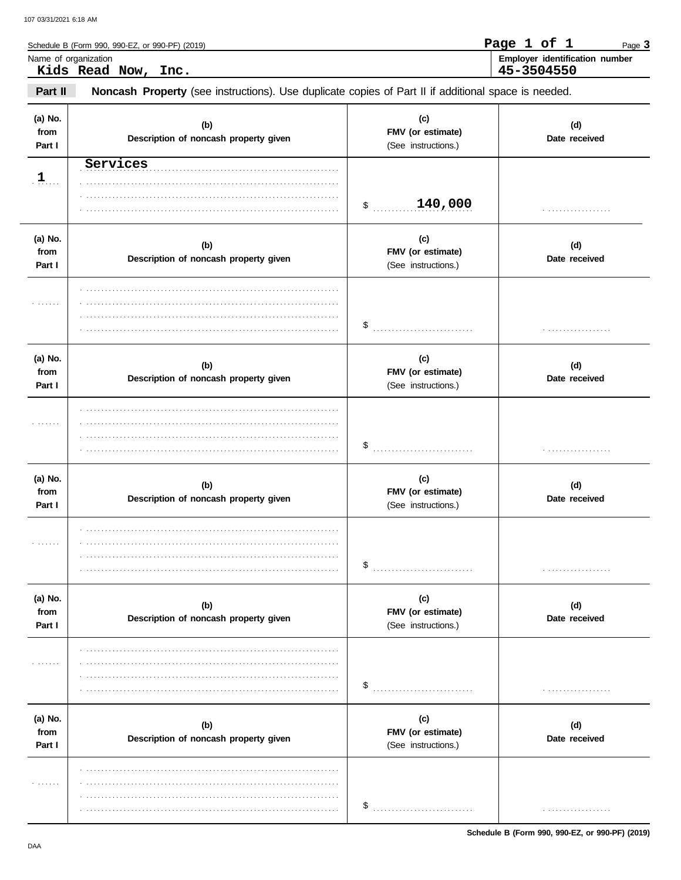Schedule B (Form 990, 990-EZ, or 990-PF) (2019) Page **3**

Name of organization: **Kids Read Now, Inc.**

Employer identification number: **45-3504550**

**Part II** **Noncash Property** (see instructions). Use duplicate copies of Part II if additional space is needed.

| (a) No. from Part I | (b) Description of noncash property given | (c) FMV (or estimate) (See instructions.) | (d) Date received |
|---|---|---|---|
| 1 | Services | $ 140,000 | |
| | | $ | |
| | | $ | |
| | | $ | |
| | | $ | |
| | | $ | |

Schedule B (Form 990, 990-EZ, or 990-PF) (2019)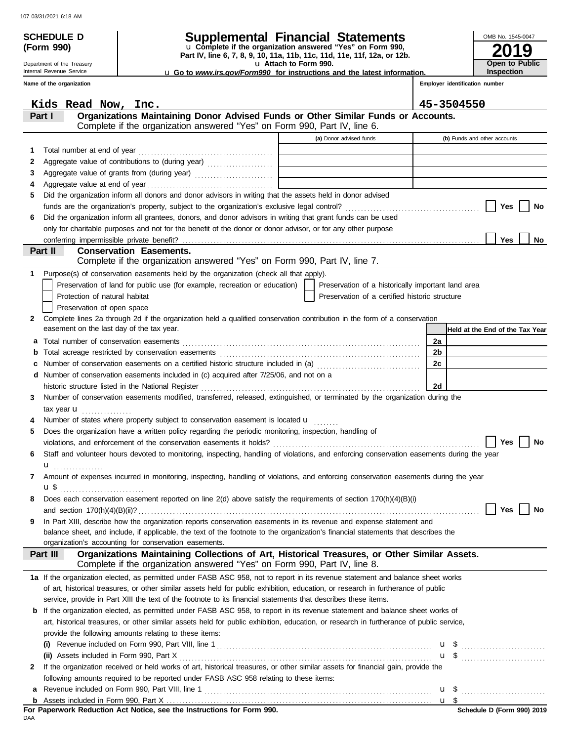107 03/31/2021 6:18 AM

**SCHEDULE D (Form 990)**

Department of the Treasury
Internal Revenue Service

# Supplemental Financial Statements

u Complete if the organization answered "Yes" on Form 990, Part IV, line 6, 7, 8, 9, 10, 11a, 11b, 11c, 11d, 11e, 11f, 12a, or 12b.
u Attach to Form 990.
u Go to *www.irs.gov/Form990* for instructions and the latest information.

OMB No. 1545-0047

**2019**

**Open to Public Inspection**

**Name of the organization:** Kids Read Now, Inc.

**Employer identification number:** 45-3504550

## Part I — Organizations Maintaining Donor Advised Funds or Other Similar Funds or Accounts.

Complete if the organization answered "Yes" on Form 990, Part IV, line 6.

| | | (a) Donor advised funds | (b) Funds and other accounts |
|---|---|---|---|
| 1 | Total number at end of year | | |
| 2 | Aggregate value of contributions to (during year) | | |
| 3 | Aggregate value of grants from (during year) | | |
| 4 | Aggregate value at end of year | | |

5 Did the organization inform all donors and donor advisors in writing that the assets held in donor advised funds are the organization's property, subject to the organization's exclusive legal control? ☐ Yes ☐ No

6 Did the organization inform all grantees, donors, and donor advisors in writing that grant funds can be used only for charitable purposes and not for the benefit of the donor or donor advisor, or for any other purpose conferring impermissible private benefit? ☐ Yes ☐ No

## Part II — Conservation Easements.

Complete if the organization answered "Yes" on Form 990, Part IV, line 7.

1 Purpose(s) of conservation easements held by the organization (check all that apply).

- ☐ Preservation of land for public use (for example, recreation or education)
- ☐ Preservation of a historically important land area
- ☐ Protection of natural habitat
- ☐ Preservation of a certified historic structure
- ☐ Preservation of open space

2 Complete lines 2a through 2d if the organization held a qualified conservation contribution in the form of a conservation easement on the last day of the tax year.

| | | | Held at the End of the Tax Year |
|---|---|---|---|
| a | Total number of conservation easements | 2a | |
| b | Total acreage restricted by conservation easements | 2b | |
| c | Number of conservation easements on a certified historic structure included in (a) | 2c | |
| d | Number of conservation easements included in (c) acquired after 7/25/06, and not on a historic structure listed in the National Register | 2d | |

3 Number of conservation easements modified, transferred, released, extinguished, or terminated by the organization during the tax year u

4 Number of states where property subject to conservation easement is located u

5 Does the organization have a written policy regarding the periodic monitoring, inspection, handling of violations, and enforcement of the conservation easements it holds? ☐ Yes ☐ No

6 Staff and volunteer hours devoted to monitoring, inspecting, handling of violations, and enforcing conservation easements during the year u

7 Amount of expenses incurred in monitoring, inspecting, handling of violations, and enforcing conservation easements during the year u $

8 Does each conservation easement reported on line 2(d) above satisfy the requirements of section 170(h)(4)(B)(i) and section 170(h)(4)(B)(ii)? ☐ Yes ☐ No

9 In Part XIII, describe how the organization reports conservation easements in its revenue and expense statement and balance sheet, and include, if applicable, the text of the footnote to the organization's financial statements that describes the organization's accounting for conservation easements.

## Part III — Organizations Maintaining Collections of Art, Historical Treasures, or Other Similar Assets.

Complete if the organization answered "Yes" on Form 990, Part IV, line 8.

1a If the organization elected, as permitted under FASB ASC 958, not to report in its revenue statement and balance sheet works of art, historical treasures, or other similar assets held for public exhibition, education, or research in furtherance of public service, provide in Part XIII the text of the footnote to its financial statements that describes these items.

b If the organization elected, as permitted under FASB ASC 958, to report in its revenue statement and balance sheet works of art, historical treasures, or other similar assets held for public exhibition, education, or research in furtherance of public service, provide the following amounts relating to these items:

(i) Revenue included on Form 990, Part VIII, line 1 u $

(ii) Assets included in Form 990, Part X u $

2 If the organization received or held works of art, historical treasures, or other similar assets for financial gain, provide the following amounts required to be reported under FASB ASC 958 relating to these items:

a Revenue included on Form 990, Part VIII, line 1 u $

b Assets included in Form 990, Part X u $

**For Paperwork Reduction Act Notice, see the Instructions for Form 990.**

DAA

**Schedule D (Form 990) 2019**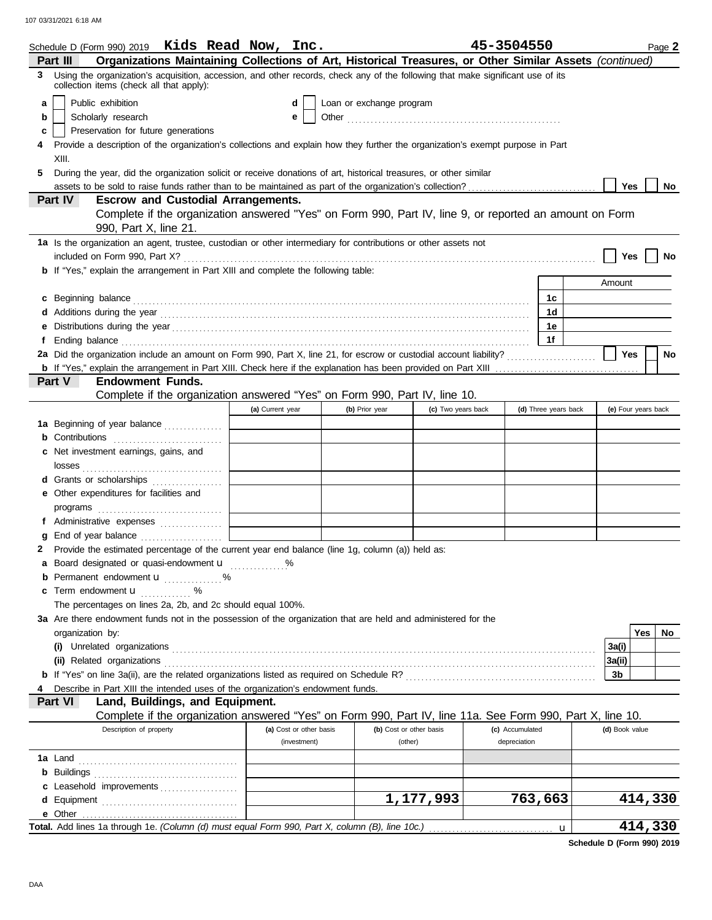Schedule D (Form 990) 2019 **Kids Read Now, Inc.** **45-3504550** Page **2**

**Part III** **Organizations Maintaining Collections of Art, Historical Treasures, or Other Similar Assets** *(continued)*

**3** Using the organization's acquisition, accession, and other records, check any of the following that make significant use of its collection items (check all that apply):

- **a** ☐ Public exhibition
- **b** ☐ Scholarly research
- **c** ☐ Preservation for future generations
- **d** ☐ Loan or exchange program
- **e** ☐ Other

**4** Provide a description of the organization's collections and explain how they further the organization's exempt purpose in Part XIII.

**5** During the year, did the organization solicit or receive donations of art, historical treasures, or other similar assets to be sold to raise funds rather than to be maintained as part of the organization's collection? ☐ Yes ☐ No

**Part IV** **Escrow and Custodial Arrangements.**
Complete if the organization answered "Yes" on Form 990, Part IV, line 9, or reported an amount on Form 990, Part X, line 21.

**1a** Is the organization an agent, trustee, custodian or other intermediary for contributions or other assets not included on Form 990, Part X? ☐ Yes ☐ No

**b** If "Yes," explain the arrangement in Part XIII and complete the following table:

| | | Amount |
|---|---|---|
| **c** Beginning balance | 1c | |
| **d** Additions during the year | 1d | |
| **e** Distributions during the year | 1e | |
| **f** Ending balance | 1f | |

**2a** Did the organization include an amount on Form 990, Part X, line 21, for escrow or custodial account liability? ☐ Yes ☐ No

**b** If "Yes," explain the arrangement in Part XIII. Check here if the explanation has been provided on Part XIII ☐

**Part V** **Endowment Funds.**
Complete if the organization answered "Yes" on Form 990, Part IV, line 10.

| | (a) Current year | (b) Prior year | (c) Two years back | (d) Three years back | (e) Four years back |
|---|---|---|---|---|---|
| **1a** Beginning of year balance | | | | | |
| **b** Contributions | | | | | |
| **c** Net investment earnings, gains, and losses | | | | | |
| **d** Grants or scholarships | | | | | |
| **e** Other expenditures for facilities and programs | | | | | |
| **f** Administrative expenses | | | | | |
| **g** End of year balance | | | | | |

**2** Provide the estimated percentage of the current year end balance (line 1g, column (a)) held as:

- **a** Board designated or quasi-endowment u ______ %
- **b** Permanent endowment u ______ %
- **c** Term endowment u ______ %

The percentages on lines 2a, 2b, and 2c should equal 100%.

**3a** Are there endowment funds not in the possession of the organization that are held and administered for the organization by:

| | | Yes | No |
|---|---|---|---|
| **(i)** Unrelated organizations | 3a(i) | | |
| **(ii)** Related organizations | 3a(ii) | | |
| **b** If "Yes" on line 3a(ii), are the related organizations listed as required on Schedule R? | 3b | | |

**4** Describe in Part XIII the intended uses of the organization's endowment funds.

**Part VI** **Land, Buildings, and Equipment.**
Complete if the organization answered "Yes" on Form 990, Part IV, line 11a. See Form 990, Part X, line 10.

| Description of property | (a) Cost or other basis (investment) | (b) Cost or other basis (other) | (c) Accumulated depreciation | (d) Book value |
|---|---|---|---|---|
| **1a** Land | | | | |
| **b** Buildings | | | | |
| **c** Leasehold improvements | | | | |
| **d** Equipment | | 1,177,993 | 763,663 | 414,330 |
| **e** Other | | | | |

**Total.** Add lines 1a through 1e. *(Column (d) must equal Form 990, Part X, column (B), line 10c.)* u **414,330**

**Schedule D (Form 990) 2019**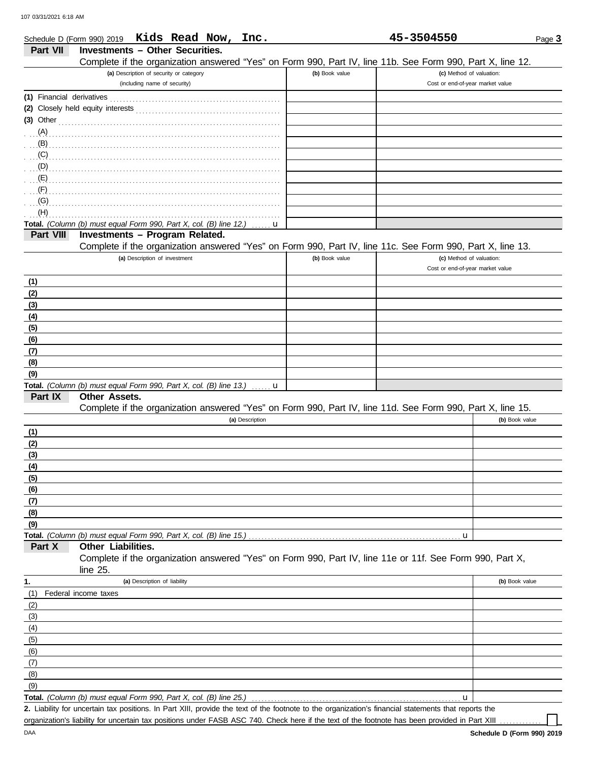Schedule D (Form 990) 2019 **Kids Read Now, Inc.** **45-3504550** Page **3**

## Part VII Investments – Other Securities.

Complete if the organization answered "Yes" on Form 990, Part IV, line 11b. See Form 990, Part X, line 12.

| (a) Description of security or category (including name of security) | (b) Book value | (c) Method of valuation: Cost or end-of-year market value |
|---|---|---|
| (1) Financial derivatives | | |
| (2) Closely held equity interests | | |
| (3) Other | | |
| (A) | | |
| (B) | | |
| (C) | | |
| (D) | | |
| (E) | | |
| (F) | | |
| (G) | | |
| (H) | | |
| **Total.** *(Column (b) must equal Form 990, Part X, col. (B) line 12.)* u | | |

## Part VIII Investments – Program Related.

Complete if the organization answered "Yes" on Form 990, Part IV, line 11c. See Form 990, Part X, line 13.

| (a) Description of investment | (b) Book value | (c) Method of valuation: Cost or end-of-year market value |
|---|---|---|
| (1) | | |
| (2) | | |
| (3) | | |
| (4) | | |
| (5) | | |
| (6) | | |
| (7) | | |
| (8) | | |
| (9) | | |
| **Total.** *(Column (b) must equal Form 990, Part X, col. (B) line 13.)* u | | |

## Part IX Other Assets.

Complete if the organization answered "Yes" on Form 990, Part IV, line 11d. See Form 990, Part X, line 15.

| (a) Description | (b) Book value |
|---|---|
| (1) | |
| (2) | |
| (3) | |
| (4) | |
| (5) | |
| (6) | |
| (7) | |
| (8) | |
| (9) | |
| **Total.** *(Column (b) must equal Form 990, Part X, col. (B) line 15.)* u | |

## Part X Other Liabilities.

Complete if the organization answered "Yes" on Form 990, Part IV, line 11e or 11f. See Form 990, Part X, line 25.

| 1. (a) Description of liability | (b) Book value |
|---|---|
| (1) Federal income taxes | |
| (2) | |
| (3) | |
| (4) | |
| (5) | |
| (6) | |
| (7) | |
| (8) | |
| (9) | |
| **Total.** *(Column (b) must equal Form 990, Part X, col. (B) line 25.)* u | |

**2.** Liability for uncertain tax positions. In Part XIII, provide the text of the footnote to the organization's financial statements that reports the organization's liability for uncertain tax positions under FASB ASC 740. Check here if the text of the footnote has been provided in Part XIII ☐

DAA **Schedule D (Form 990) 2019**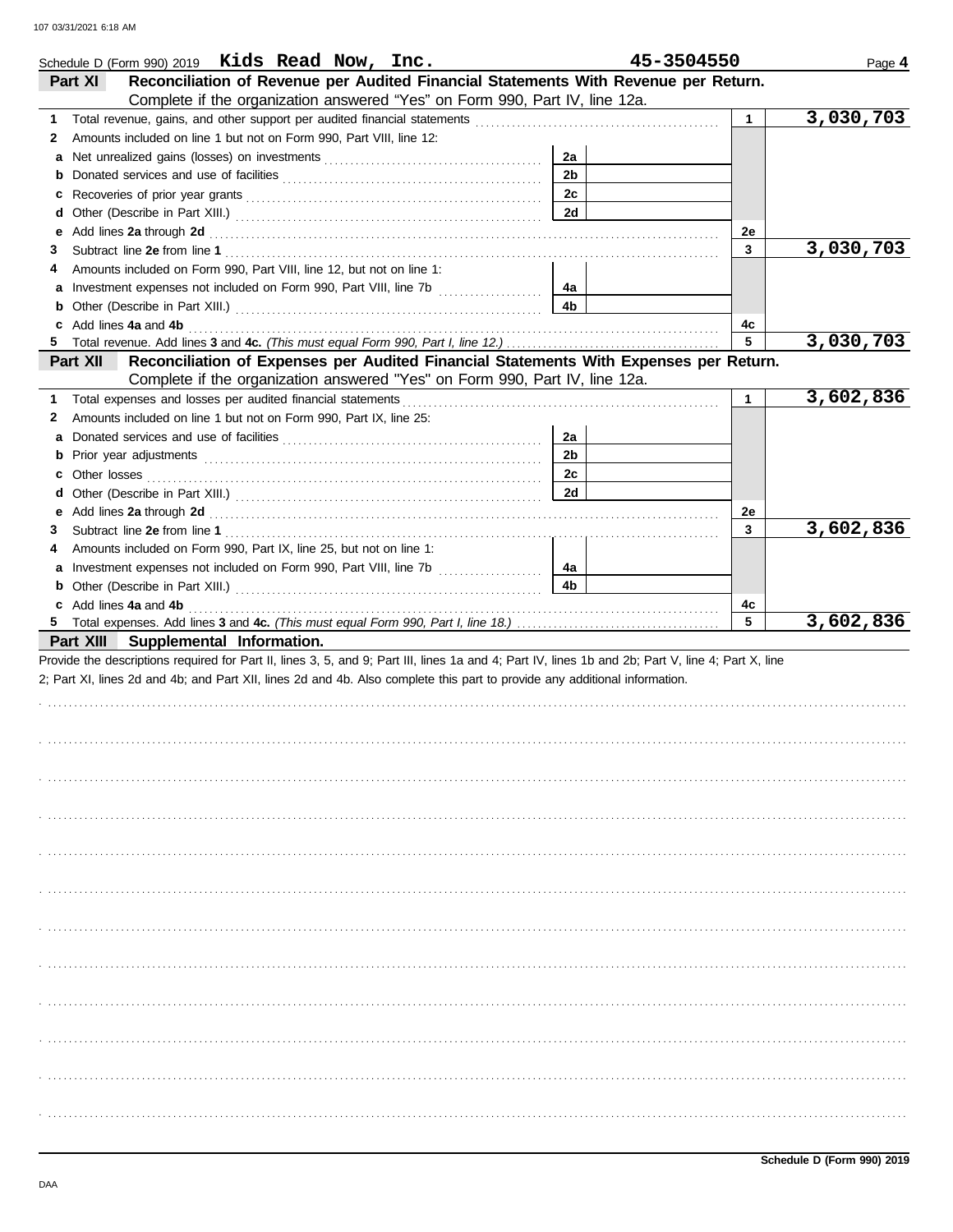Schedule D (Form 990) 2019 **Kids Read Now, Inc.** **45-3504550** Page **4**

## Part XI Reconciliation of Revenue per Audited Financial Statements With Revenue per Return.

Complete if the organization answered "Yes" on Form 990, Part IV, line 12a.

| | | | | | |
|---|---|---|---|---|---|
| **1** | Total revenue, gains, and other support per audited financial statements | | | 1 | 3,030,703 |
| **2** | Amounts included on line 1 but not on Form 990, Part VIII, line 12: | | | | |
| **a** | Net unrealized gains (losses) on investments | 2a | | | |
| **b** | Donated services and use of facilities | 2b | | | |
| **c** | Recoveries of prior year grants | 2c | | | |
| **d** | Other (Describe in Part XIII.) | 2d | | | |
| **e** | Add lines **2a** through **2d** | | | 2e | |
| **3** | Subtract line **2e** from line **1** | | | 3 | 3,030,703 |
| **4** | Amounts included on Form 990, Part VIII, line 12, but not on line 1: | | | | |
| **a** | Investment expenses not included on Form 990, Part VIII, line 7b | 4a | | | |
| **b** | Other (Describe in Part XIII.) | 4b | | | |
| **c** | Add lines **4a** and **4b** | | | 4c | |
| **5** | Total revenue. Add lines **3** and **4c.** *(This must equal Form 990, Part I, line 12.)* | | | 5 | 3,030,703 |

## Part XII Reconciliation of Expenses per Audited Financial Statements With Expenses per Return.

Complete if the organization answered "Yes" on Form 990, Part IV, line 12a.

| | | | | | |
|---|---|---|---|---|---|
| **1** | Total expenses and losses per audited financial statements | | | 1 | 3,602,836 |
| **2** | Amounts included on line 1 but not on Form 990, Part IX, line 25: | | | | |
| **a** | Donated services and use of facilities | 2a | | | |
| **b** | Prior year adjustments | 2b | | | |
| **c** | Other losses | 2c | | | |
| **d** | Other (Describe in Part XIII.) | 2d | | | |
| **e** | Add lines **2a** through **2d** | | | 2e | |
| **3** | Subtract line **2e** from line **1** | | | 3 | 3,602,836 |
| **4** | Amounts included on Form 990, Part IX, line 25, but not on line 1: | | | | |
| **a** | Investment expenses not included on Form 990, Part VIII, line 7b | 4a | | | |
| **b** | Other (Describe in Part XIII.) | 4b | | | |
| **c** | Add lines **4a** and **4b** | | | 4c | |
| **5** | Total expenses. Add lines **3** and **4c.** *(This must equal Form 990, Part I, line 18.)* | | | 5 | 3,602,836 |

## Part XIII Supplemental Information.

Provide the descriptions required for Part II, lines 3, 5, and 9; Part III, lines 1a and 4; Part IV, lines 1b and 2b; Part V, line 4; Part X, line 2; Part XI, lines 2d and 4b; and Part XII, lines 2d and 4b. Also complete this part to provide any additional information.

**Schedule D (Form 990) 2019**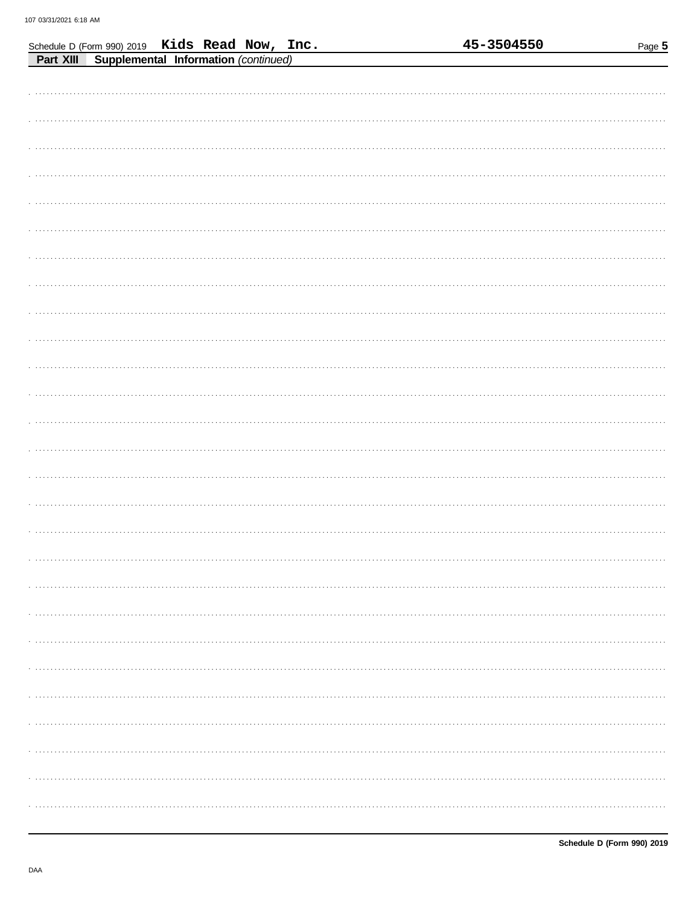Schedule D (Form 990) 2019 **Kids Read Now, Inc.** **45-3504550**

**Part XIII** **Supplemental Information** *(continued)*

Schedule D (Form 990) 2019

DAA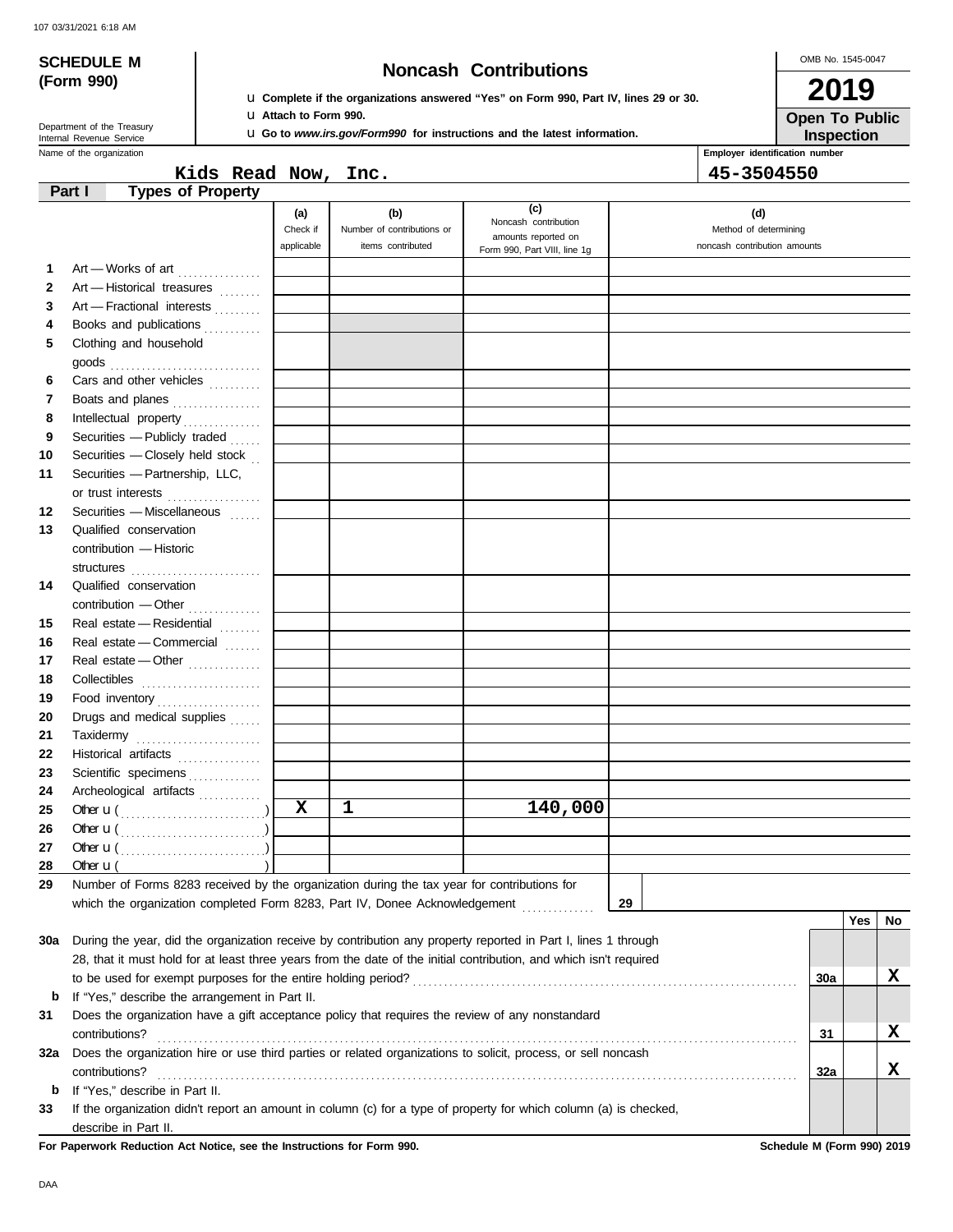107 03/31/2021 6:18 AM

**SCHEDULE M (Form 990)**

Department of the Treasury
Internal Revenue Service

# Noncash Contributions

u Complete if the organizations answered "Yes" on Form 990, Part IV, lines 29 or 30.
u Attach to Form 990.
u Go to *www.irs.gov/Form990* for instructions and the latest information.

OMB No. 1545-0047

**2019**

**Open To Public Inspection**

Name of the organization: **Kids Read Now, Inc.**

Employer identification number: **45-3504550**

## Part I — Types of Property

| | | (a) Check if applicable | (b) Number of contributions or items contributed | (c) Noncash contribution amounts reported on Form 990, Part VIII, line 1g | (d) Method of determining noncash contribution amounts |
|---|---|---|---|---|---|
| 1 | Art — Works of art | | | | |
| 2 | Art — Historical treasures | | | | |
| 3 | Art — Fractional interests | | | | |
| 4 | Books and publications | | | | |
| 5 | Clothing and household goods | | | | |
| 6 | Cars and other vehicles | | | | |
| 7 | Boats and planes | | | | |
| 8 | Intellectual property | | | | |
| 9 | Securities — Publicly traded | | | | |
| 10 | Securities — Closely held stock | | | | |
| 11 | Securities — Partnership, LLC, or trust interests | | | | |
| 12 | Securities — Miscellaneous | | | | |
| 13 | Qualified conservation contribution — Historic structures | | | | |
| 14 | Qualified conservation contribution — Other | | | | |
| 15 | Real estate — Residential | | | | |
| 16 | Real estate — Commercial | | | | |
| 17 | Real estate — Other | | | | |
| 18 | Collectibles | | | | |
| 19 | Food inventory | | | | |
| 20 | Drugs and medical supplies | | | | |
| 21 | Taxidermy | | | | |
| 22 | Historical artifacts | | | | |
| 23 | Scientific specimens | | | | |
| 24 | Archeological artifacts | | | | |
| 25 | Other u ( ) | X | 1 | 140,000 | |
| 26 | Other u ( ) | | | | |
| 27 | Other u ( ) | | | | |
| 28 | Other u ( ) | | | | |

29 Number of Forms 8283 received by the organization during the tax year for contributions for which the organization completed Form 8283, Part IV, Donee Acknowledgement . . . **29**

| | | | Yes | No |
|---|---|---|---|---|
| 30a | During the year, did the organization receive by contribution any property reported in Part I, lines 1 through 28, that it must hold for at least three years from the date of the initial contribution, and which isn't required to be used for exempt purposes for the entire holding period? | 30a | | X |
| b | If "Yes," describe the arrangement in Part II. | | | |
| 31 | Does the organization have a gift acceptance policy that requires the review of any nonstandard contributions? | 31 | | X |
| 32a | Does the organization hire or use third parties or related organizations to solicit, process, or sell noncash contributions? | 32a | | X |
| b | If "Yes," describe in Part II. | | | |
| 33 | If the organization didn't report an amount in column (c) for a type of property for which column (a) is checked, describe in Part II. | | | |

**For Paperwork Reduction Act Notice, see the Instructions for Form 990.** **Schedule M (Form 990) 2019**

DAA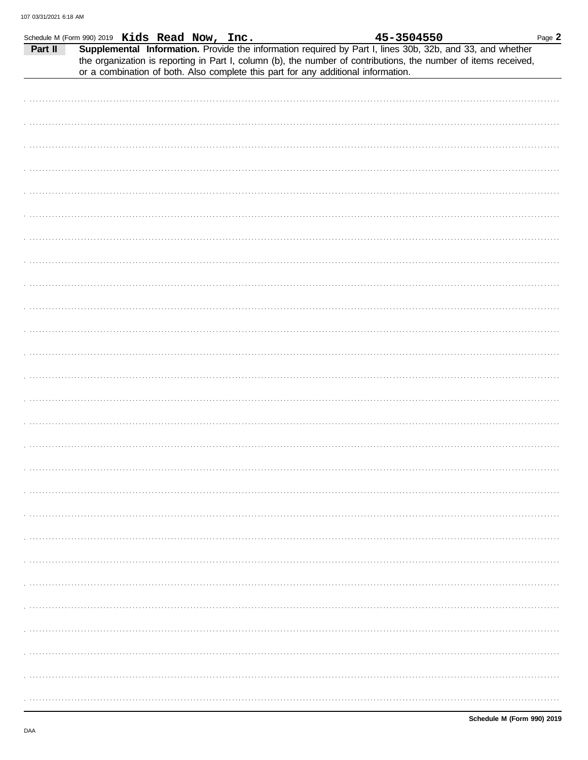Schedule M (Form 990) 2019 **Kids Read Now, Inc.** **45-3504550**

**Part II** **Supplemental Information.** Provide the information required by Part I, lines 30b, 32b, and 33, and whether the organization is reporting in Part I, column (b), the number of contributions, the number of items received, or a combination of both. Also complete this part for any additional information.

**Schedule M (Form 990) 2019**

DAA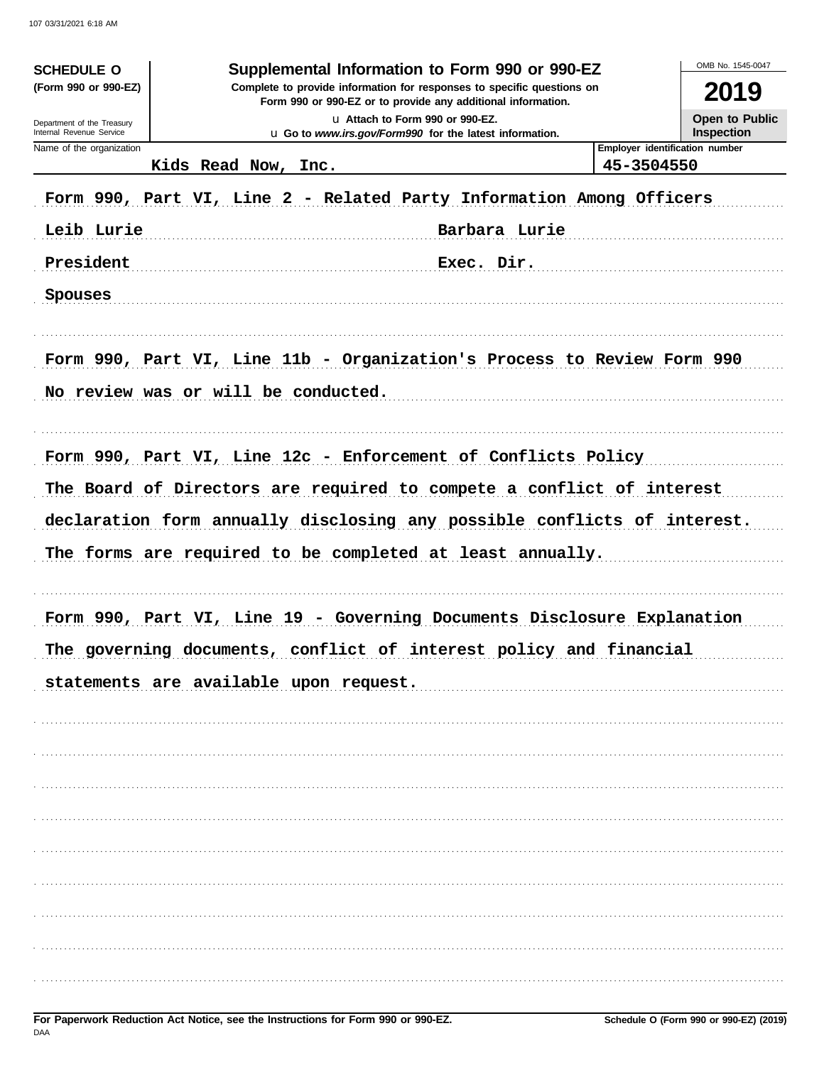**SCHEDULE O**
**(Form 990 or 990-EZ)**

Department of the Treasury
Internal Revenue Service

# Supplemental Information to Form 990 or 990-EZ

**Complete to provide information for responses to specific questions on Form 990 or 990-EZ or to provide any additional information.**

u Attach to Form 990 or 990-EZ.
u Go to *www.irs.gov/Form990* for the latest information.

OMB No. 1545-0047

**2019**

**Open to Public Inspection**

| Name of the organization | Employer identification number |
|---|---|
| Kids Read Now, Inc. | 45-3504550 |

Form 990, Part VI, Line 2 - Related Party Information Among Officers

| | |
|---|---|
| Leib Lurie | Barbara Lurie |
| President | Exec. Dir. |
| Spouses | |

Form 990, Part VI, Line 11b - Organization's Process to Review Form 990

No review was or will be conducted.

Form 990, Part VI, Line 12c - Enforcement of Conflicts Policy

The Board of Directors are required to compete a conflict of interest declaration form annually disclosing any possible conflicts of interest. The forms are required to be completed at least annually.

Form 990, Part VI, Line 19 - Governing Documents Disclosure Explanation

The governing documents, conflict of interest policy and financial statements are available upon request.

**For Paperwork Reduction Act Notice, see the Instructions for Form 990 or 990-EZ.**

DAA

**Schedule O (Form 990 or 990-EZ) (2019)**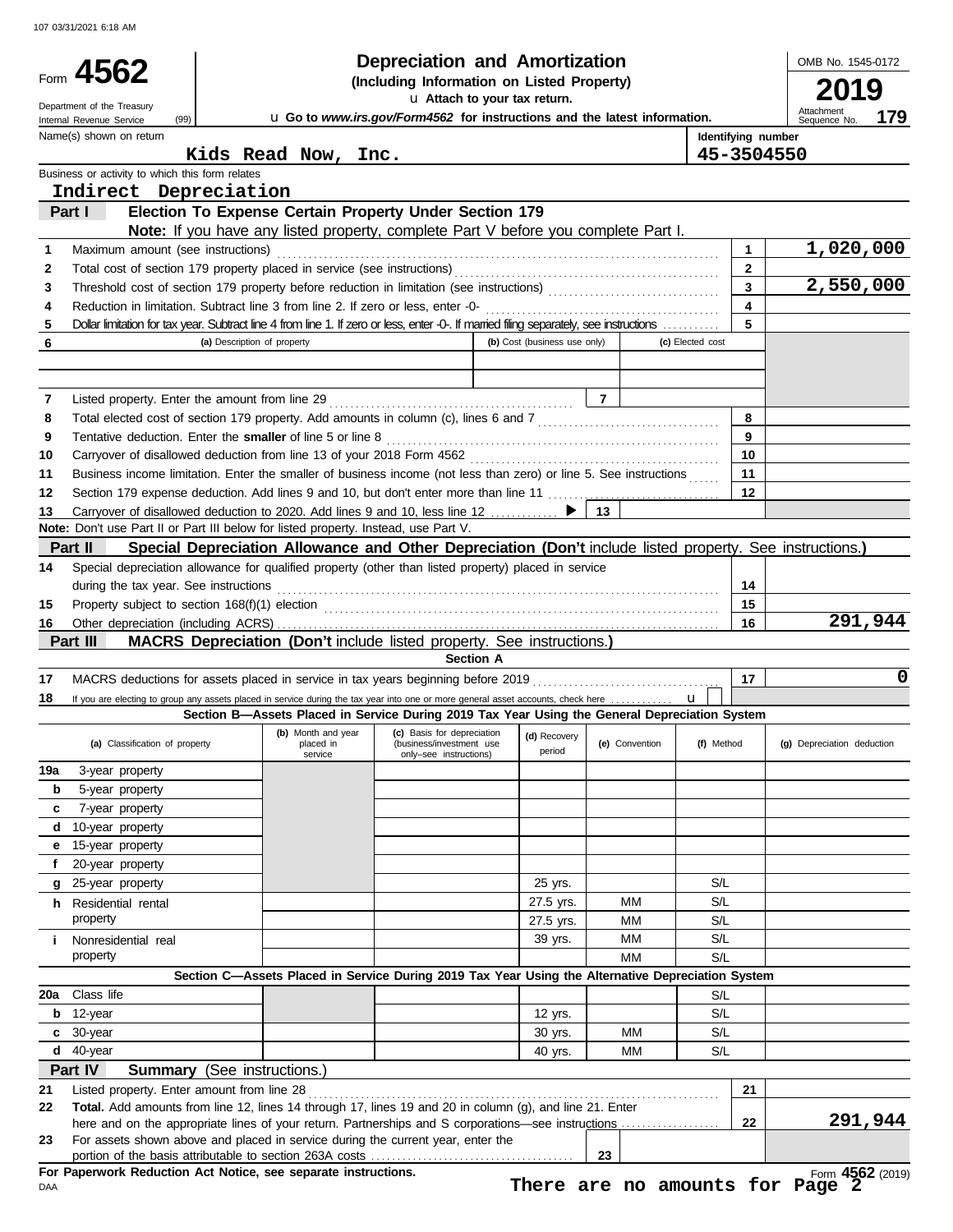107 03/31/2021 6:18 AM

# Form 4562 — Depreciation and Amortization

**(Including Information on Listed Property)**

Attach to your tax return.

Go to *www.irs.gov/Form4562* for instructions and the latest information.

Department of the Treasury, Internal Revenue Service (99)

OMB No. 1545-0172 | **2019** | Attachment Sequence No. **179**

Name(s) shown on return: **Kids Read Now, Inc.**

Identifying number: **45-3504550**

Business or activity to which this form relates: **Indirect Depreciation**

## Part I — Election To Expense Certain Property Under Section 179

**Note:** If you have any listed property, complete Part V before you complete Part I.

| Line | Description | Line | Amount |
|---|---|---|---|
| 1 | Maximum amount (see instructions) | 1 | 1,020,000 |
| 2 | Total cost of section 179 property placed in service (see instructions) | 2 | |
| 3 | Threshold cost of section 179 property before reduction in limitation (see instructions) | 3 | 2,550,000 |
| 4 | Reduction in limitation. Subtract line 3 from line 2. If zero or less, enter -0- | 4 | |
| 5 | Dollar limitation for tax year. Subtract line 4 from line 1. If zero or less, enter -0-. If married filing separately, see instructions | 5 | |

| 6 | (a) Description of property | (b) Cost (business use only) | (c) Elected cost |
|---|---|---|---|
| | | | |
| | | | |

| Line | Description | Line | Amount |
|---|---|---|---|
| 7 | Listed property. Enter the amount from line 29 | 7 | |
| 8 | Total elected cost of section 179 property. Add amounts in column (c), lines 6 and 7 | 8 | |
| 9 | Tentative deduction. Enter the **smaller** of line 5 or line 8 | 9 | |
| 10 | Carryover of disallowed deduction from line 13 of your 2018 Form 4562 | 10 | |
| 11 | Business income limitation. Enter the smaller of business income (not less than zero) or line 5. See instructions | 11 | |
| 12 | Section 179 expense deduction. Add lines 9 and 10, but don't enter more than line 11 | 12 | |
| 13 | Carryover of disallowed deduction to 2020. Add lines 9 and 10, less line 12 | 13 | |

**Note:** Don't use Part II or Part III below for listed property. Instead, use Part V.

## Part II — Special Depreciation Allowance and Other Depreciation (Don't include listed property. See instructions.)

| Line | Description | Line | Amount |
|---|---|---|---|
| 14 | Special depreciation allowance for qualified property (other than listed property) placed in service during the tax year. See instructions | 14 | |
| 15 | Property subject to section 168(f)(1) election | 15 | |
| 16 | Other depreciation (including ACRS) | 16 | 291,944 |

## Part III — MACRS Depreciation (Don't include listed property. See instructions.)

### Section A

| Line | Description | Line | Amount |
|---|---|---|---|
| 17 | MACRS deductions for assets placed in service in tax years beginning before 2019 | 17 | 0 |
| 18 | If you are electing to group any assets placed in service during the tax year into one or more general asset accounts, check here | | |

### Section B—Assets Placed in Service During 2019 Tax Year Using the General Depreciation System

| (a) Classification of property | (b) Month and year placed in service | (c) Basis for depreciation (business/investment use only–see instructions) | (d) Recovery period | (e) Convention | (f) Method | (g) Depreciation deduction |
|---|---|---|---|---|---|---|
| 19a 3-year property | | | | | | |
| b 5-year property | | | | | | |
| c 7-year property | | | | | | |
| d 10-year property | | | | | | |
| e 15-year property | | | | | | |
| f 20-year property | | | | | | |
| g 25-year property | | | 25 yrs. | | S/L | |
| h Residential rental property | | | 27.5 yrs. | MM | S/L | |
| | | | 27.5 yrs. | MM | S/L | |
| i Nonresidential real property | | | 39 yrs. | MM | S/L | |
| | | | | MM | S/L | |

### Section C—Assets Placed in Service During 2019 Tax Year Using the Alternative Depreciation System

| (a) Classification of property | (b) Month and year placed in service | (c) Basis for depreciation | (d) Recovery period | (e) Convention | (f) Method | (g) Depreciation deduction |
|---|---|---|---|---|---|---|
| 20a Class life | | | | | S/L | |
| b 12-year | | | 12 yrs. | | S/L | |
| c 30-year | | | 30 yrs. | MM | S/L | |
| d 40-year | | | 40 yrs. | MM | S/L | |

## Part IV — Summary (See instructions.)

| Line | Description | Line | Amount |
|---|---|---|---|
| 21 | Listed property. Enter amount from line 28 | 21 | |
| 22 | **Total.** Add amounts from line 12, lines 14 through 17, lines 19 and 20 in column (g), and line 21. Enter here and on the appropriate lines of your return. Partnerships and S corporations—see instructions | 22 | 291,944 |
| 23 | For assets shown above and placed in service during the current year, enter the portion of the basis attributable to section 263A costs | 23 | |

**For Paperwork Reduction Act Notice, see separate instructions.**

DAA

**There are no amounts for Page 2**

Form **4562** (2019)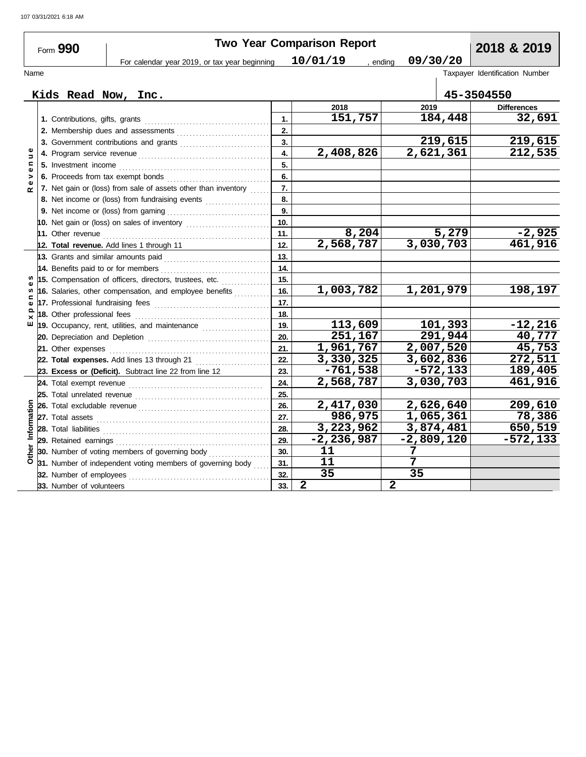# Form 990 — Two Year Comparison Report — 2018 & 2019

For calendar year 2019, or tax year beginning 10/01/19 , ending 09/30/20

Name: Kids Read Now, Inc.

Taxpayer Identification Number: 45-3504550

| | | | 2018 | 2019 | Differences |
|---|---|---|---|---|---|
| Revenue | 1. Contributions, gifts, grants | 1. | 151,757 | 184,448 | 32,691 |
| | 2. Membership dues and assessments | 2. | | | |
| | 3. Government contributions and grants | 3. | | 219,615 | 219,615 |
| | 4. Program service revenue | 4. | 2,408,826 | 2,621,361 | 212,535 |
| | 5. Investment income | 5. | | | |
| | 6. Proceeds from tax exempt bonds | 6. | | | |
| | 7. Net gain or (loss) from sale of assets other than inventory | 7. | | | |
| | 8. Net income or (loss) from fundraising events | 8. | | | |
| | 9. Net income or (loss) from gaming | 9. | | | |
| | 10. Net gain or (loss) on sales of inventory | 10. | | | |
| | 11. Other revenue | 11. | 8,204 | 5,279 | -2,925 |
| | 12. **Total revenue.** Add lines 1 through 11 | 12. | 2,568,787 | 3,030,703 | 461,916 |
| Expenses | 13. Grants and similar amounts paid | 13. | | | |
| | 14. Benefits paid to or for members | 14. | | | |
| | 15. Compensation of officers, directors, trustees, etc. | 15. | | | |
| | 16. Salaries, other compensation, and employee benefits | 16. | 1,003,782 | 1,201,979 | 198,197 |
| | 17. Professional fundraising fees | 17. | | | |
| | 18. Other professional fees | 18. | | | |
| | 19. Occupancy, rent, utilities, and maintenance | 19. | 113,609 | 101,393 | -12,216 |
| | 20. Depreciation and Depletion | 20. | 251,167 | 291,944 | 40,777 |
| | 21. Other expenses | 21. | 1,961,767 | 2,007,520 | 45,753 |
| | 22. **Total expenses.** Add lines 13 through 21 | 22. | 3,330,325 | 3,602,836 | 272,511 |
| | 23. **Excess or (Deficit).** Subtract line 22 from line 12 | 23. | -761,538 | -572,133 | 189,405 |
| Other Information | 24. Total exempt revenue | 24. | 2,568,787 | 3,030,703 | 461,916 |
| | 25. Total unrelated revenue | 25. | | | |
| | 26. Total excludable revenue | 26. | 2,417,030 | 2,626,640 | 209,610 |
| | 27. Total assets | 27. | 986,975 | 1,065,361 | 78,386 |
| | 28. Total liabilities | 28. | 3,223,962 | 3,874,481 | 650,519 |
| | 29. Retained earnings | 29. | -2,236,987 | -2,809,120 | -572,133 |
| | 30. Number of voting members of governing body | 30. | 11 | 7 | |
| | 31. Number of independent voting members of governing body | 31. | 11 | 7 | |
| | 32. Number of employees | 32. | 35 | 35 | |
| | 33. Number of volunteers | 33. | 2 | 2 | |